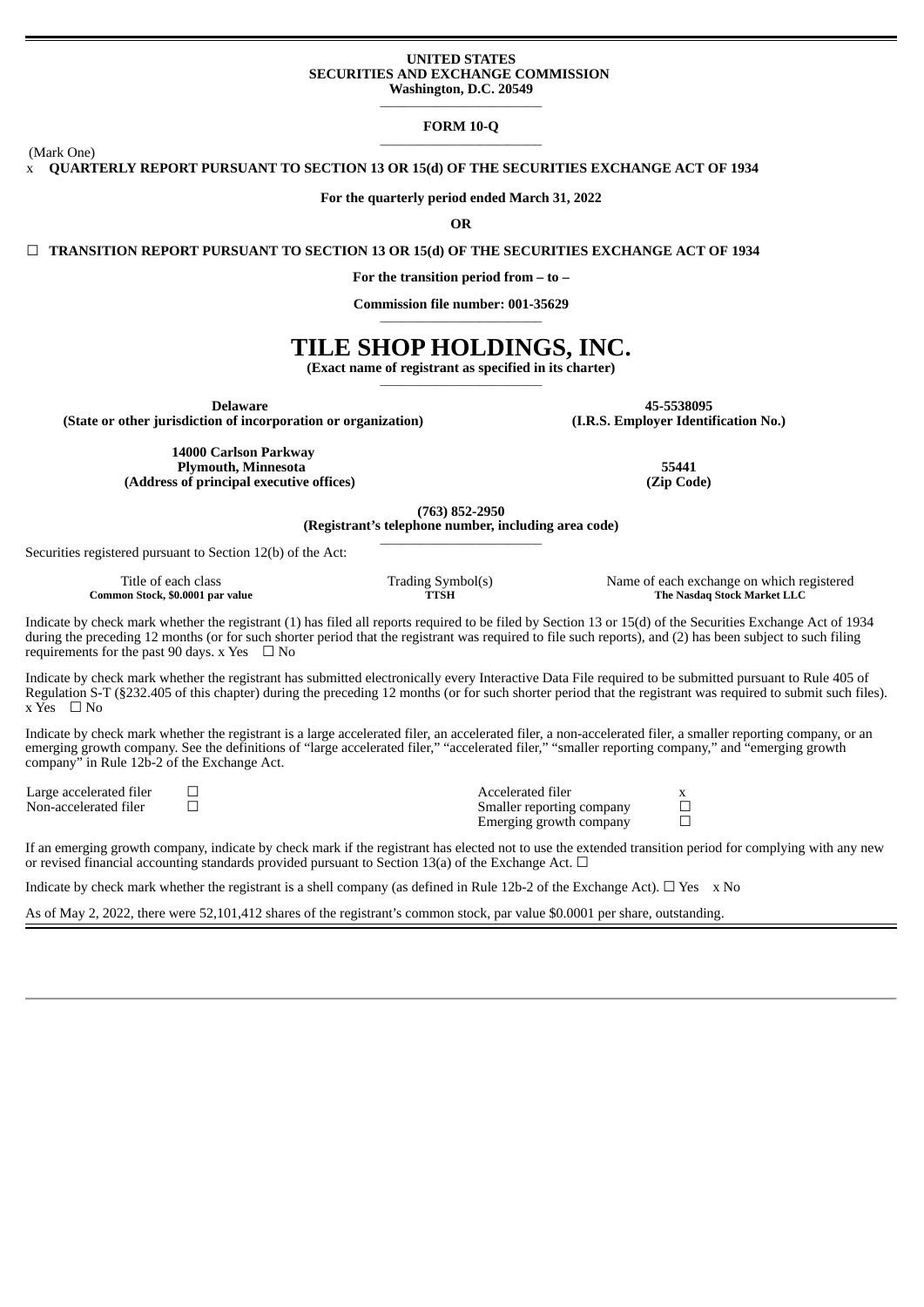**UNITED STATES**
**SECURITIES AND EXCHANGE COMMISSION**
**Washington, D.C. 20549**

**FORM 10-Q**

(Mark One)

x **QUARTERLY REPORT PURSUANT TO SECTION 13 OR 15(d) OF THE SECURITIES EXCHANGE ACT OF 1934**

**For the quarterly period ended March 31, 2022**

**OR**

☐ **TRANSITION REPORT PURSUANT TO SECTION 13 OR 15(d) OF THE SECURITIES EXCHANGE ACT OF 1934**

**For the transition period from – to –**

**Commission file number: 001-35629**

# TILE SHOP HOLDINGS, INC.

**(Exact name of registrant as specified in its charter)**

| **Delaware** | **45-5538095** |
|---|---|
| **(State or other jurisdiction of incorporation or organization)** | **(I.R.S. Employer Identification No.)** |
| **14000 Carlson Parkway Plymouth, Minnesota** | **55441** |
| **(Address of principal executive offices)** | **(Zip Code)** |

**(763) 852-2950**
**(Registrant's telephone number, including area code)**

Securities registered pursuant to Section 12(b) of the Act:

| Title of each class | Trading Symbol(s) | Name of each exchange on which registered |
|---|---|---|
| **Common Stock, $0.0001 par value** | **TTSH** | **The Nasdaq Stock Market LLC** |

Indicate by check mark whether the registrant (1) has filed all reports required to be filed by Section 13 or 15(d) of the Securities Exchange Act of 1934 during the preceding 12 months (or for such shorter period that the registrant was required to file such reports), and (2) has been subject to such filing requirements for the past 90 days. x Yes ☐ No

Indicate by check mark whether the registrant has submitted electronically every Interactive Data File required to be submitted pursuant to Rule 405 of Regulation S-T (§232.405 of this chapter) during the preceding 12 months (or for such shorter period that the registrant was required to submit such files). x Yes ☐ No

Indicate by check mark whether the registrant is a large accelerated filer, an accelerated filer, a non-accelerated filer, a smaller reporting company, or an emerging growth company. See the definitions of "large accelerated filer," "accelerated filer," "smaller reporting company," and "emerging growth company" in Rule 12b-2 of the Exchange Act.

| | | | |
|---|---|---|---|
| Large accelerated filer | ☐ | Accelerated filer | x |
| Non-accelerated filer | ☐ | Smaller reporting company | ☐ |
| | | Emerging growth company | ☐ |

If an emerging growth company, indicate by check mark if the registrant has elected not to use the extended transition period for complying with any new or revised financial accounting standards provided pursuant to Section 13(a) of the Exchange Act. ☐

Indicate by check mark whether the registrant is a shell company (as defined in Rule 12b-2 of the Exchange Act). ☐ Yes x No

As of May 2, 2022, there were 52,101,412 shares of the registrant's common stock, par value $0.0001 per share, outstanding.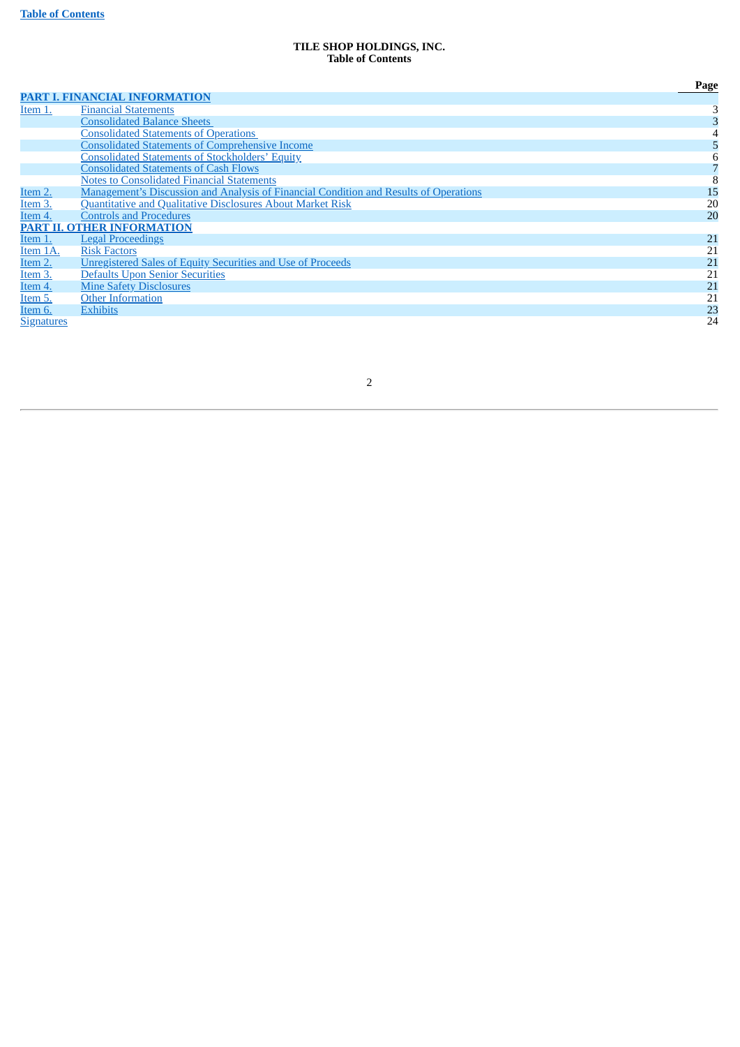**TILE SHOP HOLDINGS, INC.**
**Table of Contents**

| | | Page |
|---|---|---|
| **PART I. FINANCIAL INFORMATION** | | |
| Item 1. | Financial Statements | 3 |
| | Consolidated Balance Sheets | 3 |
| | Consolidated Statements of Operations | 4 |
| | Consolidated Statements of Comprehensive Income | 5 |
| | Consolidated Statements of Stockholders' Equity | 6 |
| | Consolidated Statements of Cash Flows | 7 |
| | Notes to Consolidated Financial Statements | 8 |
| Item 2. | Management's Discussion and Analysis of Financial Condition and Results of Operations | 15 |
| Item 3. | Quantitative and Qualitative Disclosures About Market Risk | 20 |
| Item 4. | Controls and Procedures | 20 |
| **PART II. OTHER INFORMATION** | | |
| Item 1. | Legal Proceedings | 21 |
| Item 1A. | Risk Factors | 21 |
| Item 2. | Unregistered Sales of Equity Securities and Use of Proceeds | 21 |
| Item 3. | Defaults Upon Senior Securities | 21 |
| Item 4. | Mine Safety Disclosures | 21 |
| Item 5. | Other Information | 21 |
| Item 6. | Exhibits | 23 |
| Signatures | | 24 |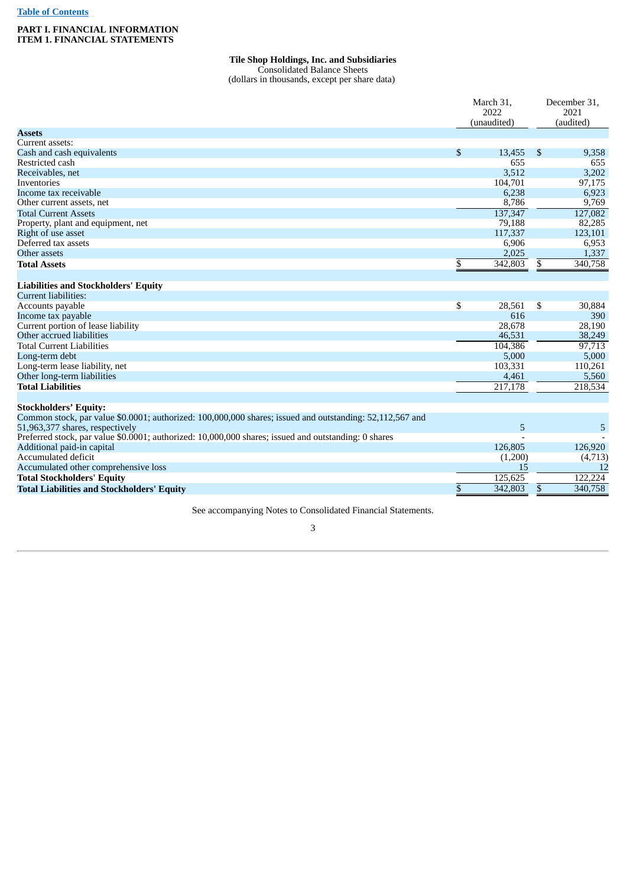[Table of Contents](#)

**PART I. FINANCIAL INFORMATION**
**ITEM 1. FINANCIAL STATEMENTS**

**Tile Shop Holdings, Inc. and Subsidiaries**
Consolidated Balance Sheets
(dollars in thousands, except per share data)

| | March 31, 2022 (unaudited) | December 31, 2021 (audited) |
|---|---|---|
| **Assets** | | |
| Current assets: | | |
| Cash and cash equivalents | $ 13,455 | $ 9,358 |
| Restricted cash | 655 | 655 |
| Receivables, net | 3,512 | 3,202 |
| Inventories | 104,701 | 97,175 |
| Income tax receivable | 6,238 | 6,923 |
| Other current assets, net | 8,786 | 9,769 |
| Total Current Assets | 137,347 | 127,082 |
| Property, plant and equipment, net | 79,188 | 82,285 |
| Right of use asset | 117,337 | 123,101 |
| Deferred tax assets | 6,906 | 6,953 |
| Other assets | 2,025 | 1,337 |
| **Total Assets** | $ 342,803 | $ 340,758 |
| | | |
| **Liabilities and Stockholders' Equity** | | |
| Current liabilities: | | |
| Accounts payable | $ 28,561 | $ 30,884 |
| Income tax payable | 616 | 390 |
| Current portion of lease liability | 28,678 | 28,190 |
| Other accrued liabilities | 46,531 | 38,249 |
| Total Current Liabilities | 104,386 | 97,713 |
| Long-term debt | 5,000 | 5,000 |
| Long-term lease liability, net | 103,331 | 110,261 |
| Other long-term liabilities | 4,461 | 5,560 |
| **Total Liabilities** | 217,178 | 218,534 |
| | | |
| **Stockholders' Equity:** | | |
| Common stock, par value $0.0001; authorized: 100,000,000 shares; issued and outstanding: 52,112,567 and 51,963,377 shares, respectively | 5 | 5 |
| Preferred stock, par value $0.0001; authorized: 10,000,000 shares; issued and outstanding: 0 shares | - | - |
| Additional paid-in capital | 126,805 | 126,920 |
| Accumulated deficit | (1,200) | (4,713) |
| Accumulated other comprehensive loss | 15 | 12 |
| **Total Stockholders' Equity** | 125,625 | 122,224 |
| **Total Liabilities and Stockholders' Equity** | $ 342,803 | $ 340,758 |

See accompanying Notes to Consolidated Financial Statements.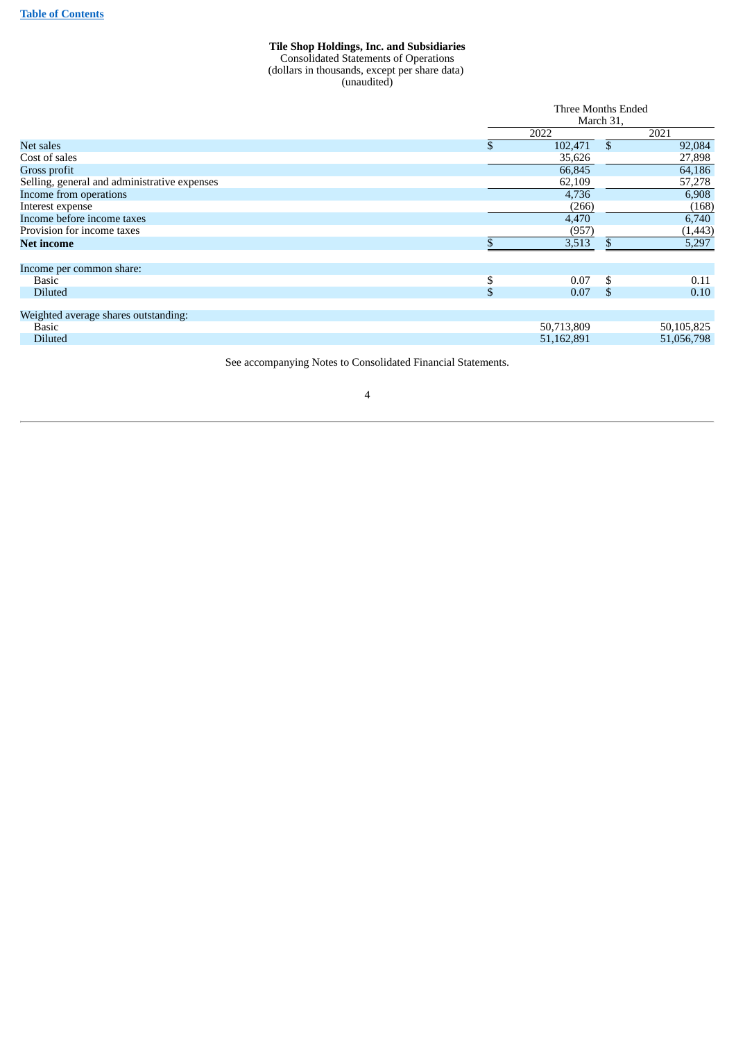**Tile Shop Holdings, Inc. and Subsidiaries**
Consolidated Statements of Operations
(dollars in thousands, except per share data)
(unaudited)

| | Three Months Ended March 31, | |
|---|---|---|
| | 2022 | 2021 |
| Net sales | $ 102,471 | $ 92,084 |
| Cost of sales | 35,626 | 27,898 |
| Gross profit | 66,845 | 64,186 |
| Selling, general and administrative expenses | 62,109 | 57,278 |
| Income from operations | 4,736 | 6,908 |
| Interest expense | (266) | (168) |
| Income before income taxes | 4,470 | 6,740 |
| Provision for income taxes | (957) | (1,443) |
| **Net income** | $ 3,513 | $ 5,297 |
| | | |
| Income per common share: | | |
| Basic | $ 0.07 | $ 0.11 |
| Diluted | $ 0.07 | $ 0.10 |
| | | |
| Weighted average shares outstanding: | | |
| Basic | 50,713,809 | 50,105,825 |
| Diluted | 51,162,891 | 51,056,798 |

See accompanying Notes to Consolidated Financial Statements.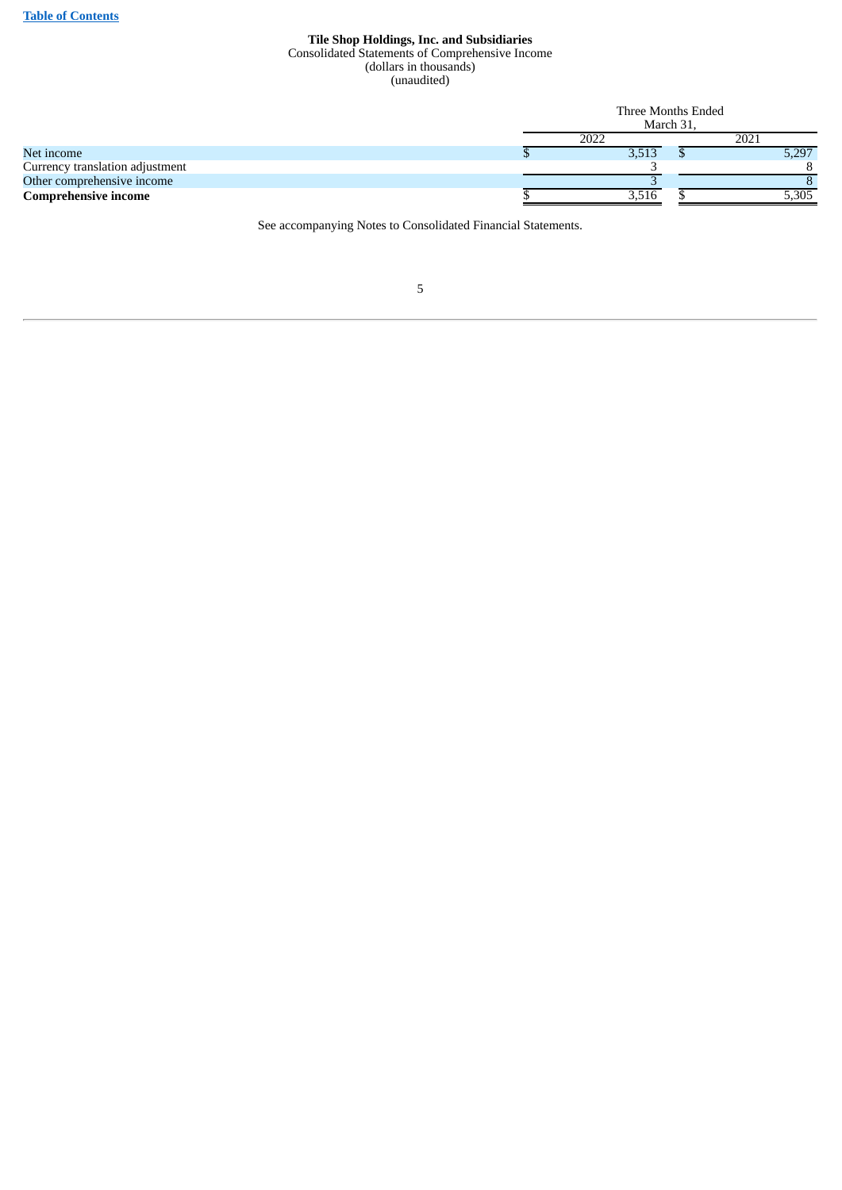[Table of Contents](#)

**Tile Shop Holdings, Inc. and Subsidiaries**
Consolidated Statements of Comprehensive Income
(dollars in thousands)
(unaudited)

| | Three Months Ended March 31, | |
|---|---|---|
| | 2022 | 2021 |
| Net income | $ 3,513 | $ 5,297 |
| Currency translation adjustment | 3 | 8 |
| Other comprehensive income | 3 | 8 |
| **Comprehensive income** | $ 3,516 | $ 5,305 |

See accompanying Notes to Consolidated Financial Statements.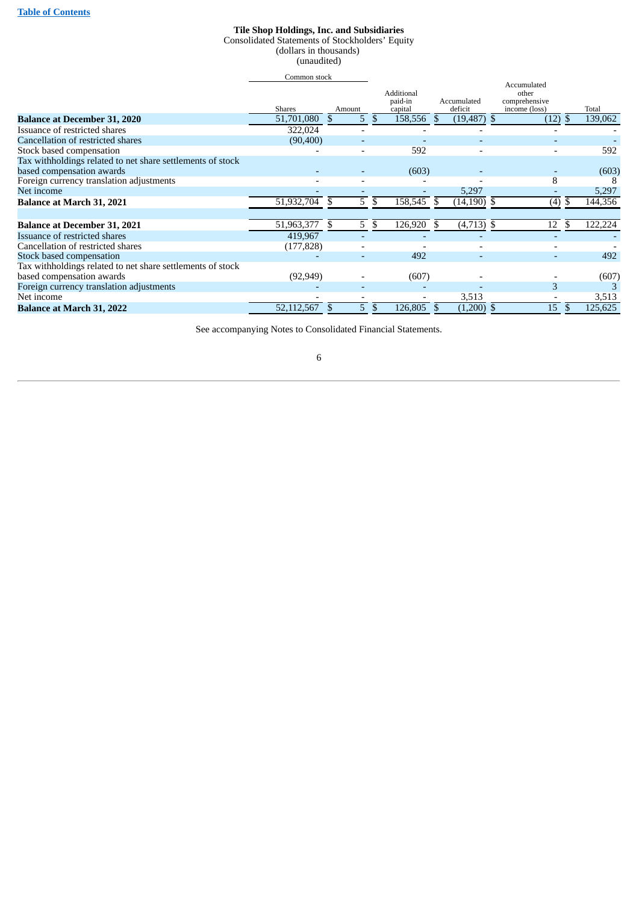**Tile Shop Holdings, Inc. and Subsidiaries**
Consolidated Statements of Stockholders' Equity
(dollars in thousands)
(unaudited)

| | Common stock | | | | | |
|---|---|---|---|---|---|---|
| | Shares | Amount | Additional paid-in capital | Accumulated deficit | Accumulated other comprehensive income (loss) | Total |
| **Balance at December 31, 2020** | 51,701,080 | $ 5 | $ 158,556 | $ (19,487) | $ (12) | $ 139,062 |
| Issuance of restricted shares | 322,024 | - | - | - | - | - |
| Cancellation of restricted shares | (90,400) | - | - | - | - | - |
| Stock based compensation | - | - | 592 | - | - | 592 |
| Tax withholdings related to net share settlements of stock based compensation awards | - | - | (603) | - | - | (603) |
| Foreign currency translation adjustments | - | - | - | - | 8 | 8 |
| Net income | - | - | - | 5,297 | - | 5,297 |
| **Balance at March 31, 2021** | 51,932,704 | $ 5 | $ 158,545 | $ (14,190) | $ (4) | $ 144,356 |
| | | | | | | |
| **Balance at December 31, 2021** | 51,963,377 | $ 5 | $ 126,920 | $ (4,713) | $ 12 | $ 122,224 |
| Issuance of restricted shares | 419,967 | - | - | - | - | - |
| Cancellation of restricted shares | (177,828) | - | - | - | - | - |
| Stock based compensation | - | - | 492 | - | - | 492 |
| Tax withholdings related to net share settlements of stock based compensation awards | (92,949) | - | (607) | - | - | (607) |
| Foreign currency translation adjustments | - | - | - | - | 3 | 3 |
| Net income | - | - | - | 3,513 | - | 3,513 |
| **Balance at March 31, 2022** | 52,112,567 | $ 5 | $ 126,805 | $ (1,200) | $ 15 | $ 125,625 |

See accompanying Notes to Consolidated Financial Statements.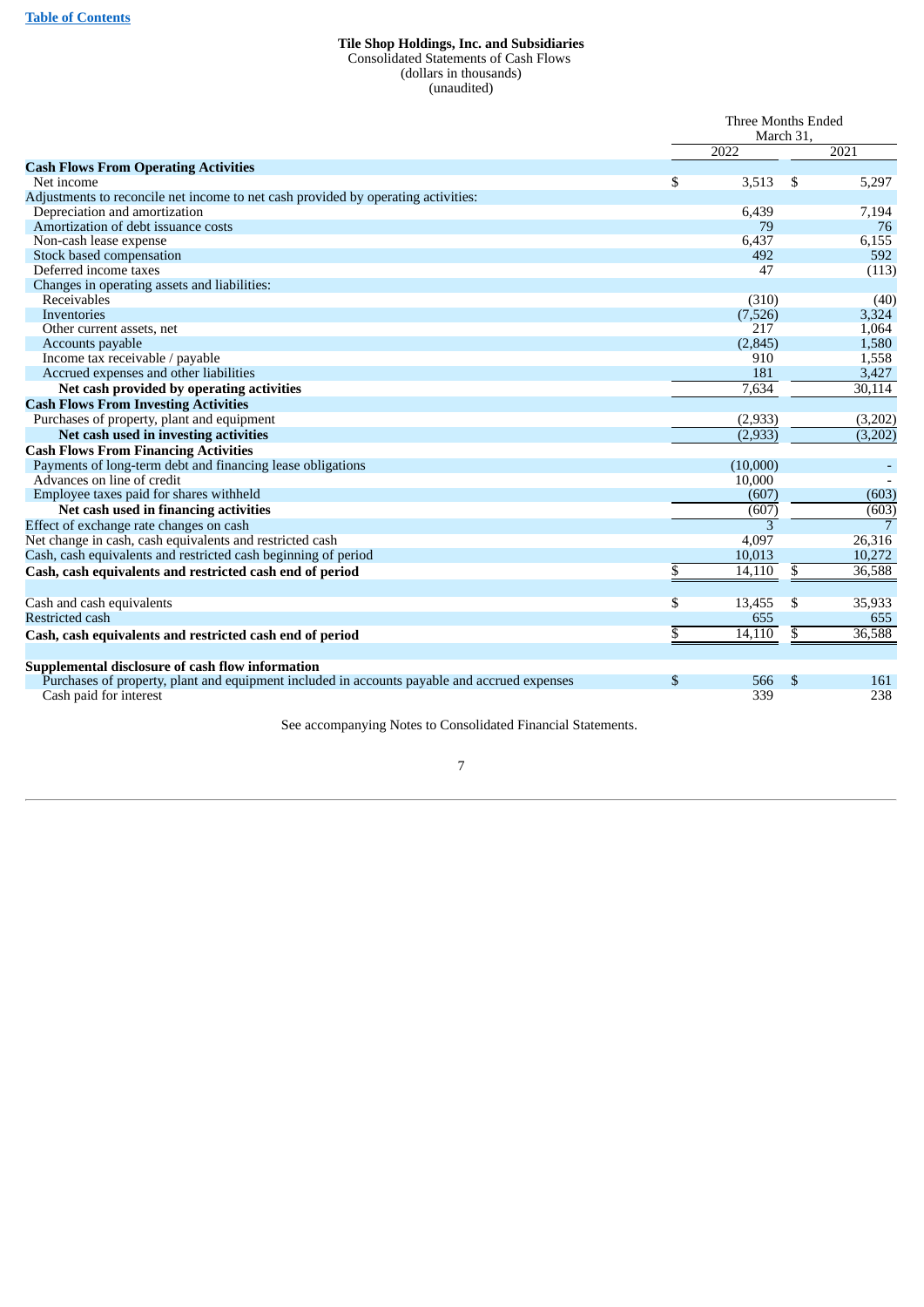**Tile Shop Holdings, Inc. and Subsidiaries**
Consolidated Statements of Cash Flows
(dollars in thousands)
(unaudited)

| | Three Months Ended March 31, | |
|---|---|---|
| | 2022 | 2021 |
| **Cash Flows From Operating Activities** | | |
| Net income | $ 3,513 | $ 5,297 |
| Adjustments to reconcile net income to net cash provided by operating activities: | | |
| Depreciation and amortization | 6,439 | 7,194 |
| Amortization of debt issuance costs | 79 | 76 |
| Non-cash lease expense | 6,437 | 6,155 |
| Stock based compensation | 492 | 592 |
| Deferred income taxes | 47 | (113) |
| Changes in operating assets and liabilities: | | |
| Receivables | (310) | (40) |
| Inventories | (7,526) | 3,324 |
| Other current assets, net | 217 | 1,064 |
| Accounts payable | (2,845) | 1,580 |
| Income tax receivable / payable | 910 | 1,558 |
| Accrued expenses and other liabilities | 181 | 3,427 |
| **Net cash provided by operating activities** | 7,634 | 30,114 |
| **Cash Flows From Investing Activities** | | |
| Purchases of property, plant and equipment | (2,933) | (3,202) |
| **Net cash used in investing activities** | (2,933) | (3,202) |
| **Cash Flows From Financing Activities** | | |
| Payments of long-term debt and financing lease obligations | (10,000) | - |
| Advances on line of credit | 10,000 | - |
| Employee taxes paid for shares withheld | (607) | (603) |
| **Net cash used in financing activities** | (607) | (603) |
| Effect of exchange rate changes on cash | 3 | 7 |
| Net change in cash, cash equivalents and restricted cash | 4,097 | 26,316 |
| Cash, cash equivalents and restricted cash beginning of period | 10,013 | 10,272 |
| **Cash, cash equivalents and restricted cash end of period** | $ 14,110 | $ 36,588 |
| | | |
| Cash and cash equivalents | $ 13,455 | $ 35,933 |
| Restricted cash | 655 | 655 |
| **Cash, cash equivalents and restricted cash end of period** | $ 14,110 | $ 36,588 |
| | | |
| **Supplemental disclosure of cash flow information** | | |
| Purchases of property, plant and equipment included in accounts payable and accrued expenses | $ 566 | $ 161 |
| Cash paid for interest | 339 | 238 |

See accompanying Notes to Consolidated Financial Statements.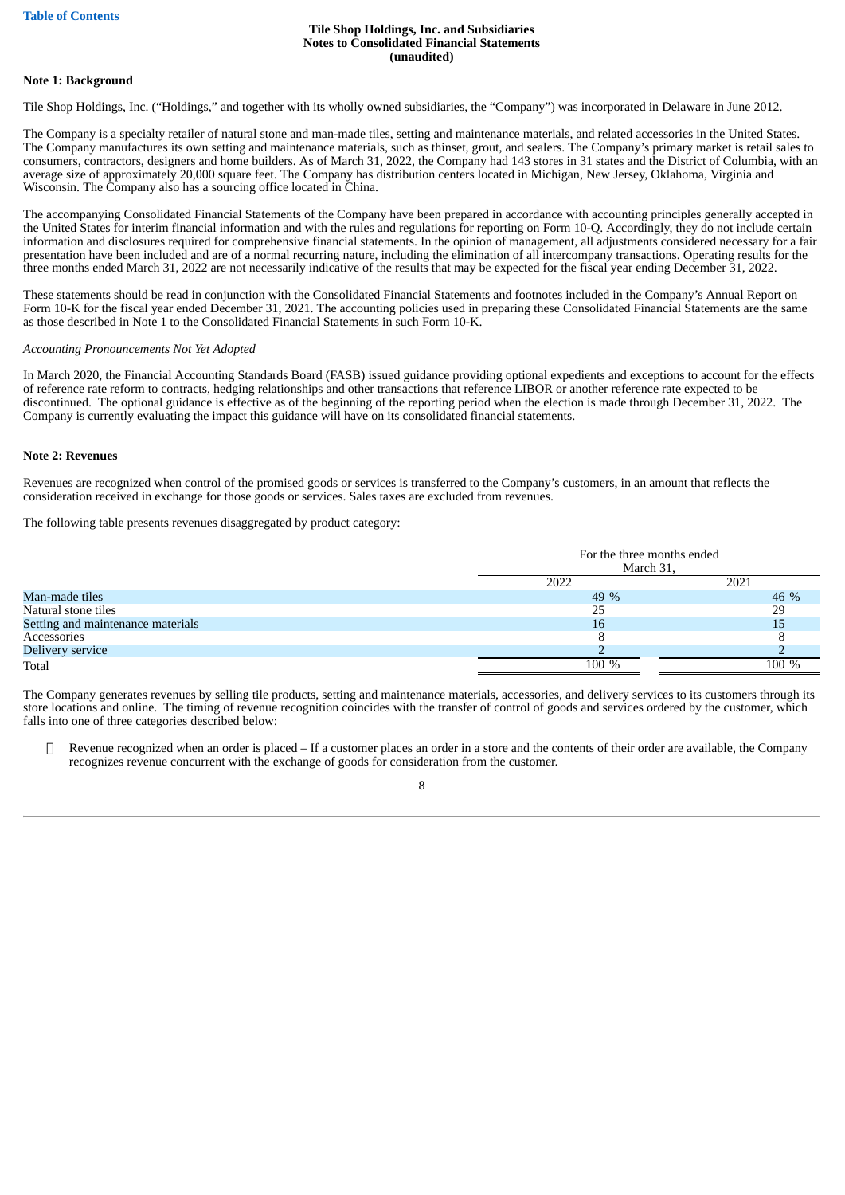**Tile Shop Holdings, Inc. and Subsidiaries**
**Notes to Consolidated Financial Statements**
**(unaudited)**

**Note 1: Background**

Tile Shop Holdings, Inc. ("Holdings," and together with its wholly owned subsidiaries, the "Company") was incorporated in Delaware in June 2012.

The Company is a specialty retailer of natural stone and man-made tiles, setting and maintenance materials, and related accessories in the United States. The Company manufactures its own setting and maintenance materials, such as thinset, grout, and sealers. The Company's primary market is retail sales to consumers, contractors, designers and home builders. As of March 31, 2022, the Company had 143 stores in 31 states and the District of Columbia, with an average size of approximately 20,000 square feet. The Company has distribution centers located in Michigan, New Jersey, Oklahoma, Virginia and Wisconsin. The Company also has a sourcing office located in China.

The accompanying Consolidated Financial Statements of the Company have been prepared in accordance with accounting principles generally accepted in the United States for interim financial information and with the rules and regulations for reporting on Form 10-Q. Accordingly, they do not include certain information and disclosures required for comprehensive financial statements. In the opinion of management, all adjustments considered necessary for a fair presentation have been included and are of a normal recurring nature, including the elimination of all intercompany transactions. Operating results for the three months ended March 31, 2022 are not necessarily indicative of the results that may be expected for the fiscal year ending December 31, 2022.

These statements should be read in conjunction with the Consolidated Financial Statements and footnotes included in the Company's Annual Report on Form 10-K for the fiscal year ended December 31, 2021. The accounting policies used in preparing these Consolidated Financial Statements are the same as those described in Note 1 to the Consolidated Financial Statements in such Form 10-K.

*Accounting Pronouncements Not Yet Adopted*

In March 2020, the Financial Accounting Standards Board (FASB) issued guidance providing optional expedients and exceptions to account for the effects of reference rate reform to contracts, hedging relationships and other transactions that reference LIBOR or another reference rate expected to be discontinued. The optional guidance is effective as of the beginning of the reporting period when the election is made through December 31, 2022. The Company is currently evaluating the impact this guidance will have on its consolidated financial statements.

**Note 2: Revenues**

Revenues are recognized when control of the promised goods or services is transferred to the Company's customers, in an amount that reflects the consideration received in exchange for those goods or services. Sales taxes are excluded from revenues.

The following table presents revenues disaggregated by product category:

| | For the three months ended March 31, | |
|---|---|---|
| | 2022 | 2021 |
| Man-made tiles | 49 % | 46 % |
| Natural stone tiles | 25 | 29 |
| Setting and maintenance materials | 16 | 15 |
| Accessories | 8 | 8 |
| Delivery service | 2 | 2 |
| Total | 100 % | 100 % |

The Company generates revenues by selling tile products, setting and maintenance materials, accessories, and delivery services to its customers through its store locations and online. The timing of revenue recognition coincides with the transfer of control of goods and services ordered by the customer, which falls into one of three categories described below:

- Revenue recognized when an order is placed – If a customer places an order in a store and the contents of their order are available, the Company recognizes revenue concurrent with the exchange of goods for consideration from the customer.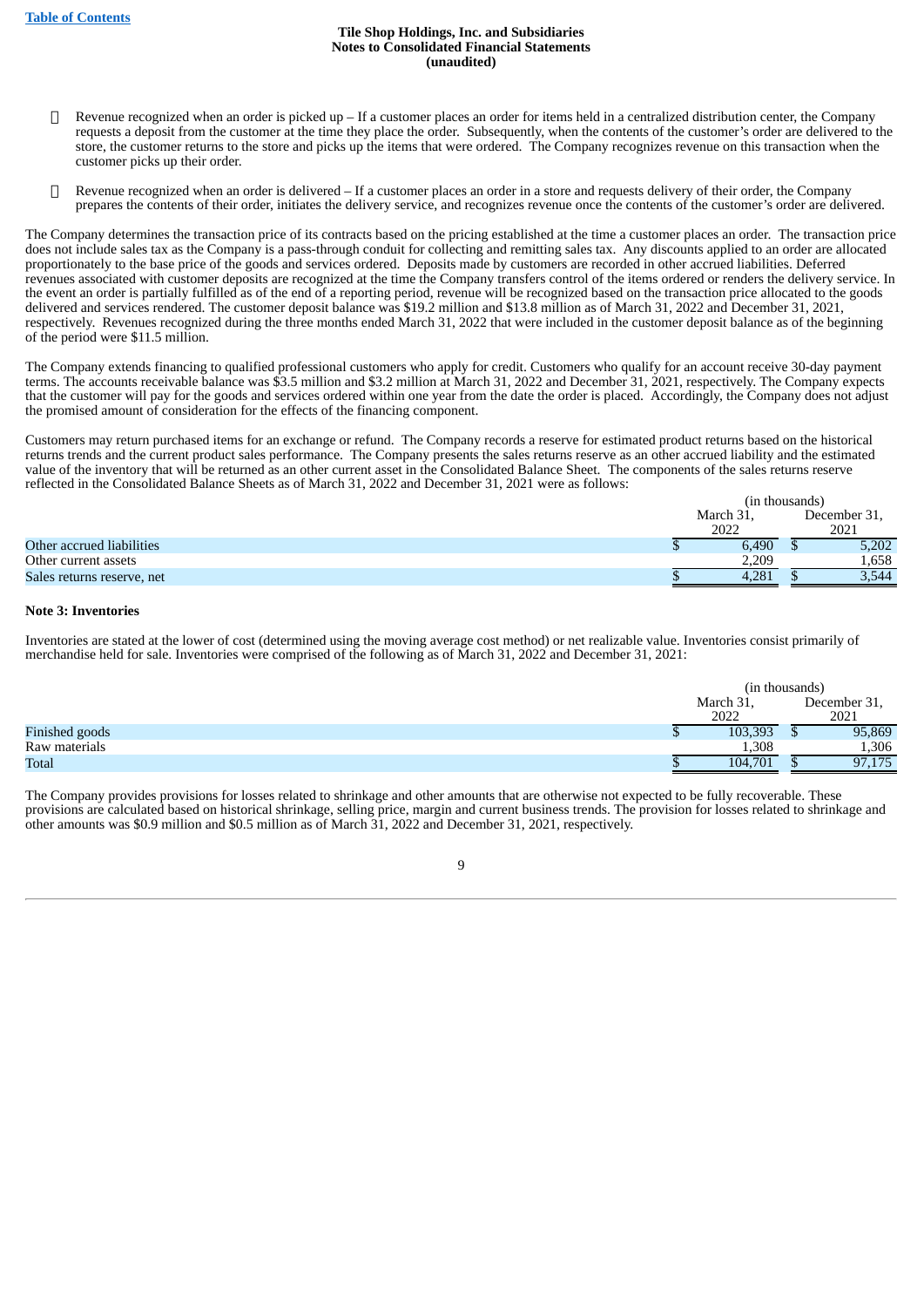- Revenue recognized when an order is picked up – If a customer places an order for items held in a centralized distribution center, the Company requests a deposit from the customer at the time they place the order. Subsequently, when the contents of the customer's order are delivered to the store, the customer returns to the store and picks up the items that were ordered. The Company recognizes revenue on this transaction when the customer picks up their order.
- Revenue recognized when an order is delivered – If a customer places an order in a store and requests delivery of their order, the Company prepares the contents of their order, initiates the delivery service, and recognizes revenue once the contents of the customer's order are delivered.

The Company determines the transaction price of its contracts based on the pricing established at the time a customer places an order. The transaction price does not include sales tax as the Company is a pass-through conduit for collecting and remitting sales tax. Any discounts applied to an order are allocated proportionately to the base price of the goods and services ordered. Deposits made by customers are recorded in other accrued liabilities. Deferred revenues associated with customer deposits are recognized at the time the Company transfers control of the items ordered or renders the delivery service. In the event an order is partially fulfilled as of the end of a reporting period, revenue will be recognized based on the transaction price allocated to the goods delivered and services rendered. The customer deposit balance was $19.2 million and $13.8 million as of March 31, 2022 and December 31, 2021, respectively. Revenues recognized during the three months ended March 31, 2022 that were included in the customer deposit balance as of the beginning of the period were $11.5 million.

The Company extends financing to qualified professional customers who apply for credit. Customers who qualify for an account receive 30-day payment terms. The accounts receivable balance was $3.5 million and $3.2 million at March 31, 2022 and December 31, 2021, respectively. The Company expects that the customer will pay for the goods and services ordered within one year from the date the order is placed. Accordingly, the Company does not adjust the promised amount of consideration for the effects of the financing component.

Customers may return purchased items for an exchange or refund. The Company records a reserve for estimated product returns based on the historical returns trends and the current product sales performance. The Company presents the sales returns reserve as an other accrued liability and the estimated value of the inventory that will be returned as an other current asset in the Consolidated Balance Sheet. The components of the sales returns reserve reflected in the Consolidated Balance Sheets as of March 31, 2022 and December 31, 2021 were as follows:

| | (in thousands) | |
|---|---|---|
| | March 31, 2022 | December 31, 2021 |
| Other accrued liabilities | $ 6,490 | $ 5,202 |
| Other current assets | 2,209 | 1,658 |
| Sales returns reserve, net | $ 4,281 | $ 3,544 |

**Note 3: Inventories**

Inventories are stated at the lower of cost (determined using the moving average cost method) or net realizable value. Inventories consist primarily of merchandise held for sale. Inventories were comprised of the following as of March 31, 2022 and December 31, 2021:

| | (in thousands) | |
|---|---|---|
| | March 31, 2022 | December 31, 2021 |
| Finished goods | $ 103,393 | $ 95,869 |
| Raw materials | 1,308 | 1,306 |
| Total | $ 104,701 | $ 97,175 |

The Company provides provisions for losses related to shrinkage and other amounts that are otherwise not expected to be fully recoverable. These provisions are calculated based on historical shrinkage, selling price, margin and current business trends. The provision for losses related to shrinkage and other amounts was $0.9 million and $0.5 million as of March 31, 2022 and December 31, 2021, respectively.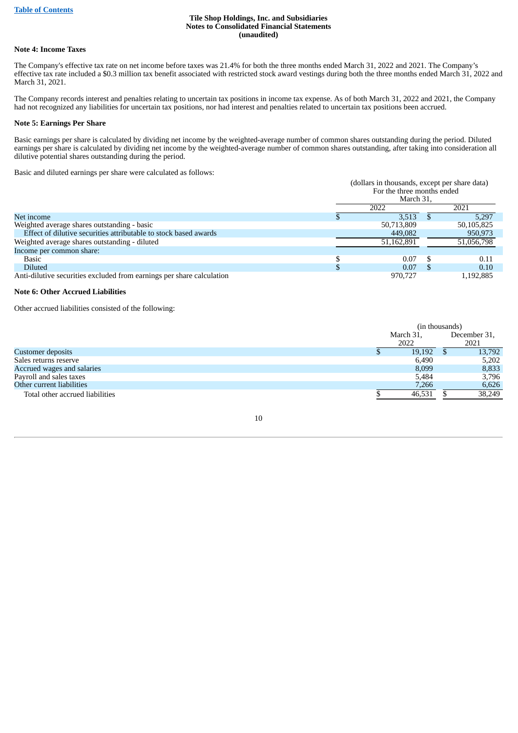Table of Contents

**Tile Shop Holdings, Inc. and Subsidiaries**
**Notes to Consolidated Financial Statements**
**(unaudited)**

### Note 4: Income Taxes

The Company's effective tax rate on net income before taxes was 21.4% for both the three months ended March 31, 2022 and 2021. The Company's effective tax rate included a $0.3 million tax benefit associated with restricted stock award vestings during both the three months ended March 31, 2022 and March 31, 2021.

The Company records interest and penalties relating to uncertain tax positions in income tax expense. As of both March 31, 2022 and 2021, the Company had not recognized any liabilities for uncertain tax positions, nor had interest and penalties related to uncertain tax positions been accrued.

### Note 5: Earnings Per Share

Basic earnings per share is calculated by dividing net income by the weighted-average number of common shares outstanding during the period. Diluted earnings per share is calculated by dividing net income by the weighted-average number of common shares outstanding, after taking into consideration all dilutive potential shares outstanding during the period.

Basic and diluted earnings per share were calculated as follows:

| | (dollars in thousands, except per share data) For the three months ended March 31, | |
|---|---|---|
| | 2022 | 2021 |
| Net income | $ 3,513 | $ 5,297 |
| Weighted average shares outstanding - basic | 50,713,809 | 50,105,825 |
| Effect of dilutive securities attributable to stock based awards | 449,082 | 950,973 |
| Weighted average shares outstanding - diluted | 51,162,891 | 51,056,798 |
| Income per common share: | | |
| Basic | $ 0.07 | $ 0.11 |
| Diluted | $ 0.07 | $ 0.10 |
| Anti-dilutive securities excluded from earnings per share calculation | 970,727 | 1,192,885 |

### Note 6: Other Accrued Liabilities

Other accrued liabilities consisted of the following:

| | (in thousands) | |
|---|---|---|
| | March 31, 2022 | December 31, 2021 |
| Customer deposits | $ 19,192 | $ 13,792 |
| Sales returns reserve | 6,490 | 5,202 |
| Accrued wages and salaries | 8,099 | 8,833 |
| Payroll and sales taxes | 5,484 | 3,796 |
| Other current liabilities | 7,266 | 6,626 |
| Total other accrued liabilities | $ 46,531 | $ 38,249 |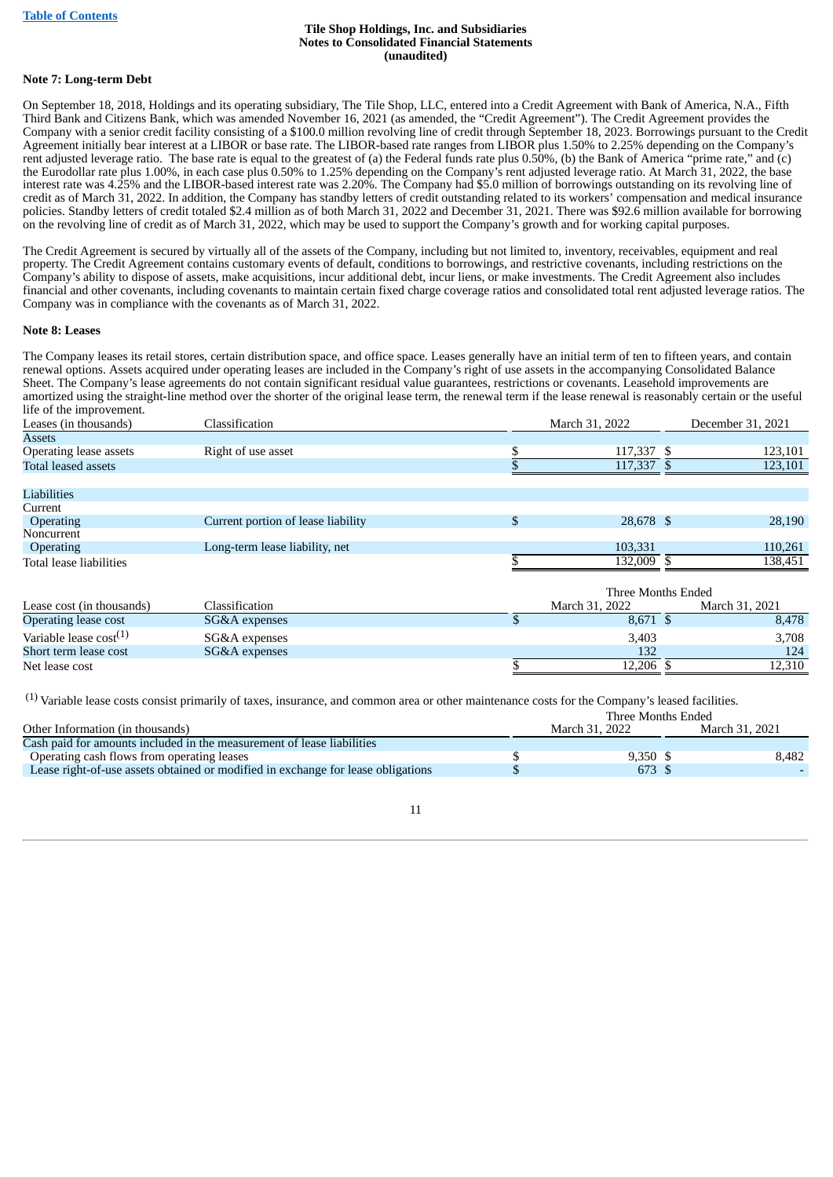**Note 7: Long-term Debt**

On September 18, 2018, Holdings and its operating subsidiary, The Tile Shop, LLC, entered into a Credit Agreement with Bank of America, N.A., Fifth Third Bank and Citizens Bank, which was amended November 16, 2021 (as amended, the "Credit Agreement"). The Credit Agreement provides the Company with a senior credit facility consisting of a $100.0 million revolving line of credit through September 18, 2023. Borrowings pursuant to the Credit Agreement initially bear interest at a LIBOR or base rate. The LIBOR-based rate ranges from LIBOR plus 1.50% to 2.25% depending on the Company's rent adjusted leverage ratio. The base rate is equal to the greatest of (a) the Federal funds rate plus 0.50%, (b) the Bank of America "prime rate," and (c) the Eurodollar rate plus 1.00%, in each case plus 0.50% to 1.25% depending on the Company's rent adjusted leverage ratio. At March 31, 2022, the base interest rate was 4.25% and the LIBOR-based interest rate was 2.20%. The Company had $5.0 million of borrowings outstanding on its revolving line of credit as of March 31, 2022. In addition, the Company has standby letters of credit outstanding related to its workers' compensation and medical insurance policies. Standby letters of credit totaled $2.4 million as of both March 31, 2022 and December 31, 2021. There was $92.6 million available for borrowing on the revolving line of credit as of March 31, 2022, which may be used to support the Company's growth and for working capital purposes.

The Credit Agreement is secured by virtually all of the assets of the Company, including but not limited to, inventory, receivables, equipment and real property. The Credit Agreement contains customary events of default, conditions to borrowings, and restrictive covenants, including restrictions on the Company's ability to dispose of assets, make acquisitions, incur additional debt, incur liens, or make investments. The Credit Agreement also includes financial and other covenants, including covenants to maintain certain fixed charge coverage ratios and consolidated total rent adjusted leverage ratios. The Company was in compliance with the covenants as of March 31, 2022.

**Note 8: Leases**

The Company leases its retail stores, certain distribution space, and office space. Leases generally have an initial term of ten to fifteen years, and contain renewal options. Assets acquired under operating leases are included in the Company's right of use assets in the accompanying Consolidated Balance Sheet. The Company's lease agreements do not contain significant residual value guarantees, restrictions or covenants. Leasehold improvements are amortized using the straight-line method over the shorter of the original lease term, the renewal term if the lease renewal is reasonably certain or the useful life of the improvement.

| Leases (in thousands) | Classification | March 31, 2022 | December 31, 2021 |
|---|---|---|---|
| Assets | | | |
| Operating lease assets | Right of use asset | $ 117,337 | $ 123,101 |
| Total leased assets | | $ 117,337 | $ 123,101 |
| | | | |
| Liabilities | | | |
| Current | | | |
| Operating | Current portion of lease liability | $ 28,678 | $ 28,190 |
| Noncurrent | | | |
| Operating | Long-term lease liability, net | 103,331 | 110,261 |
| Total lease liabilities | | $ 132,009 | $ 138,451 |

| | | Three Months Ended | |
|---|---|---|---|
| Lease cost (in thousands) | Classification | March 31, 2022 | March 31, 2021 |
| Operating lease cost | SG&A expenses | $ 8,671 | $ 8,478 |
| Variable lease cost[1] | SG&A expenses | 3,403 | 3,708 |
| Short term lease cost | SG&A expenses | 132 | 124 |
| Net lease cost | | $ 12,206 | $ 12,310 |

[1] Variable lease costs consist primarily of taxes, insurance, and common area or other maintenance costs for the Company's leased facilities.

| | Three Months Ended | |
|---|---|---|
| Other Information (in thousands) | March 31, 2022 | March 31, 2021 |
| Cash paid for amounts included in the measurement of lease liabilities | | |
| Operating cash flows from operating leases | $ 9,350 | $ 8,482 |
| Lease right-of-use assets obtained or modified in exchange for lease obligations | $ 673 | $ - |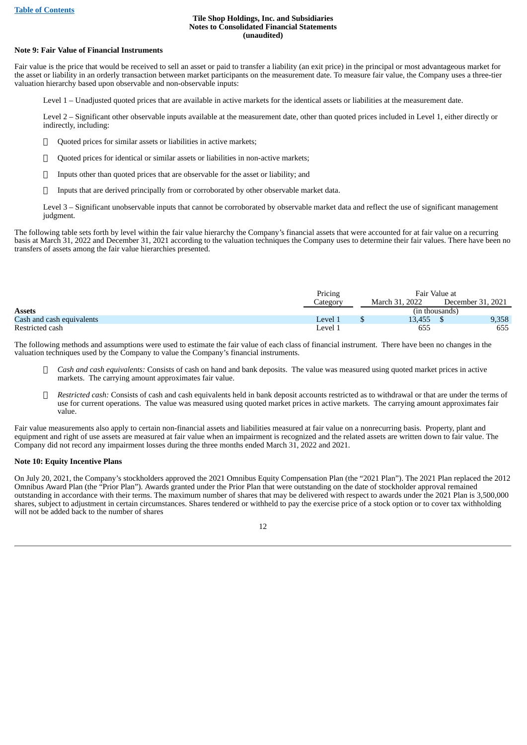**Note 9: Fair Value of Financial Instruments**

Fair value is the price that would be received to sell an asset or paid to transfer a liability (an exit price) in the principal or most advantageous market for the asset or liability in an orderly transaction between market participants on the measurement date. To measure fair value, the Company uses a three-tier valuation hierarchy based upon observable and non-observable inputs:

Level 1 – Unadjusted quoted prices that are available in active markets for the identical assets or liabilities at the measurement date.

Level 2 – Significant other observable inputs available at the measurement date, other than quoted prices included in Level 1, either directly or indirectly, including:

- Quoted prices for similar assets or liabilities in active markets;
- Quoted prices for identical or similar assets or liabilities in non-active markets;
- Inputs other than quoted prices that are observable for the asset or liability; and
- Inputs that are derived principally from or corroborated by other observable market data.

Level 3 – Significant unobservable inputs that cannot be corroborated by observable market data and reflect the use of significant management judgment.

The following table sets forth by level within the fair value hierarchy the Company's financial assets that were accounted for at fair value on a recurring basis at March 31, 2022 and December 31, 2021 according to the valuation techniques the Company uses to determine their fair values. There have been no transfers of assets among the fair value hierarchies presented.

| | Pricing Category | Fair Value at | |
|---|---|---|---|
| | | March 31, 2022 | December 31, 2021 |
| **Assets** | | (in thousands) | |
| Cash and cash equivalents | Level 1 | $ 13,455 | $ 9,358 |
| Restricted cash | Level 1 | 655 | 655 |

The following methods and assumptions were used to estimate the fair value of each class of financial instrument. There have been no changes in the valuation techniques used by the Company to value the Company's financial instruments.

- *Cash and cash equivalents:* Consists of cash on hand and bank deposits. The value was measured using quoted market prices in active markets. The carrying amount approximates fair value.
- *Restricted cash:* Consists of cash and cash equivalents held in bank deposit accounts restricted as to withdrawal or that are under the terms of use for current operations. The value was measured using quoted market prices in active markets. The carrying amount approximates fair value.

Fair value measurements also apply to certain non-financial assets and liabilities measured at fair value on a nonrecurring basis. Property, plant and equipment and right of use assets are measured at fair value when an impairment is recognized and the related assets are written down to fair value. The Company did not record any impairment losses during the three months ended March 31, 2022 and 2021.

**Note 10: Equity Incentive Plans**

On July 20, 2021, the Company's stockholders approved the 2021 Omnibus Equity Compensation Plan (the "2021 Plan"). The 2021 Plan replaced the 2012 Omnibus Award Plan (the "Prior Plan"). Awards granted under the Prior Plan that were outstanding on the date of stockholder approval remained outstanding in accordance with their terms. The maximum number of shares that may be delivered with respect to awards under the 2021 Plan is 3,500,000 shares, subject to adjustment in certain circumstances. Shares tendered or withheld to pay the exercise price of a stock option or to cover tax withholding will not be added back to the number of shares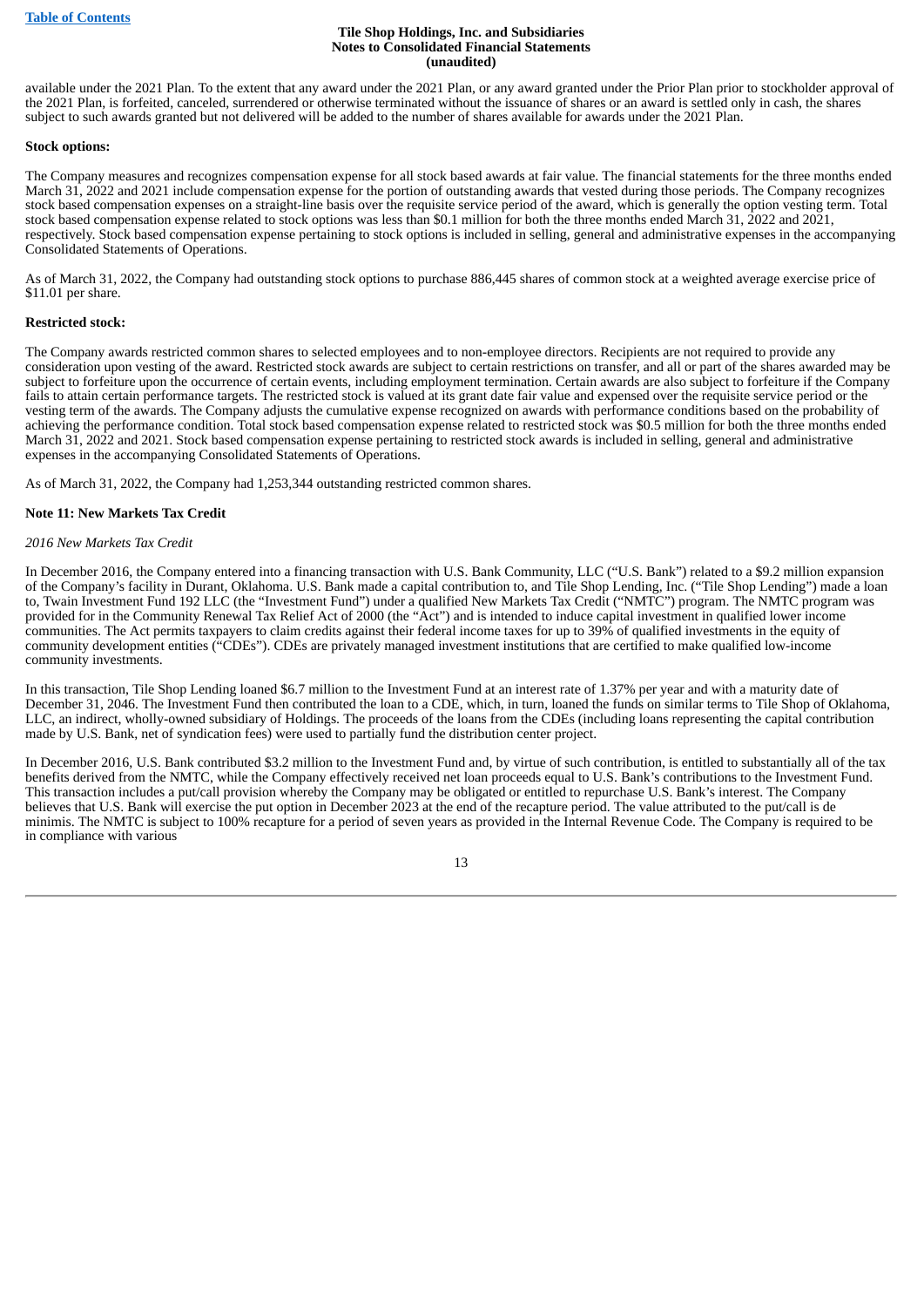available under the 2021 Plan. To the extent that any award under the 2021 Plan, or any award granted under the Prior Plan prior to stockholder approval of the 2021 Plan, is forfeited, canceled, surrendered or otherwise terminated without the issuance of shares or an award is settled only in cash, the shares subject to such awards granted but not delivered will be added to the number of shares available for awards under the 2021 Plan.

**Stock options:**

The Company measures and recognizes compensation expense for all stock based awards at fair value. The financial statements for the three months ended March 31, 2022 and 2021 include compensation expense for the portion of outstanding awards that vested during those periods. The Company recognizes stock based compensation expenses on a straight-line basis over the requisite service period of the award, which is generally the option vesting term. Total stock based compensation expense related to stock options was less than $0.1 million for both the three months ended March 31, 2022 and 2021, respectively. Stock based compensation expense pertaining to stock options is included in selling, general and administrative expenses in the accompanying Consolidated Statements of Operations.

As of March 31, 2022, the Company had outstanding stock options to purchase 886,445 shares of common stock at a weighted average exercise price of $11.01 per share.

**Restricted stock:**

The Company awards restricted common shares to selected employees and to non-employee directors. Recipients are not required to provide any consideration upon vesting of the award. Restricted stock awards are subject to certain restrictions on transfer, and all or part of the shares awarded may be subject to forfeiture upon the occurrence of certain events, including employment termination. Certain awards are also subject to forfeiture if the Company fails to attain certain performance targets. The restricted stock is valued at its grant date fair value and expensed over the requisite service period or the vesting term of the awards. The Company adjusts the cumulative expense recognized on awards with performance conditions based on the probability of achieving the performance condition. Total stock based compensation expense related to restricted stock was $0.5 million for both the three months ended March 31, 2022 and 2021. Stock based compensation expense pertaining to restricted stock awards is included in selling, general and administrative expenses in the accompanying Consolidated Statements of Operations.

As of March 31, 2022, the Company had 1,253,344 outstanding restricted common shares.

**Note 11: New Markets Tax Credit**

*2016 New Markets Tax Credit*

In December 2016, the Company entered into a financing transaction with U.S. Bank Community, LLC ("U.S. Bank") related to a $9.2 million expansion of the Company's facility in Durant, Oklahoma. U.S. Bank made a capital contribution to, and Tile Shop Lending, Inc. ("Tile Shop Lending") made a loan to, Twain Investment Fund 192 LLC (the "Investment Fund") under a qualified New Markets Tax Credit ("NMTC") program. The NMTC program was provided for in the Community Renewal Tax Relief Act of 2000 (the "Act") and is intended to induce capital investment in qualified lower income communities. The Act permits taxpayers to claim credits against their federal income taxes for up to 39% of qualified investments in the equity of community development entities ("CDEs"). CDEs are privately managed investment institutions that are certified to make qualified low-income community investments.

In this transaction, Tile Shop Lending loaned $6.7 million to the Investment Fund at an interest rate of 1.37% per year and with a maturity date of December 31, 2046. The Investment Fund then contributed the loan to a CDE, which, in turn, loaned the funds on similar terms to Tile Shop of Oklahoma, LLC, an indirect, wholly-owned subsidiary of Holdings. The proceeds of the loans from the CDEs (including loans representing the capital contribution made by U.S. Bank, net of syndication fees) were used to partially fund the distribution center project.

In December 2016, U.S. Bank contributed $3.2 million to the Investment Fund and, by virtue of such contribution, is entitled to substantially all of the tax benefits derived from the NMTC, while the Company effectively received net loan proceeds equal to U.S. Bank's contributions to the Investment Fund. This transaction includes a put/call provision whereby the Company may be obligated or entitled to repurchase U.S. Bank's interest. The Company believes that U.S. Bank will exercise the put option in December 2023 at the end of the recapture period. The value attributed to the put/call is de minimis. The NMTC is subject to 100% recapture for a period of seven years as provided in the Internal Revenue Code. The Company is required to be in compliance with various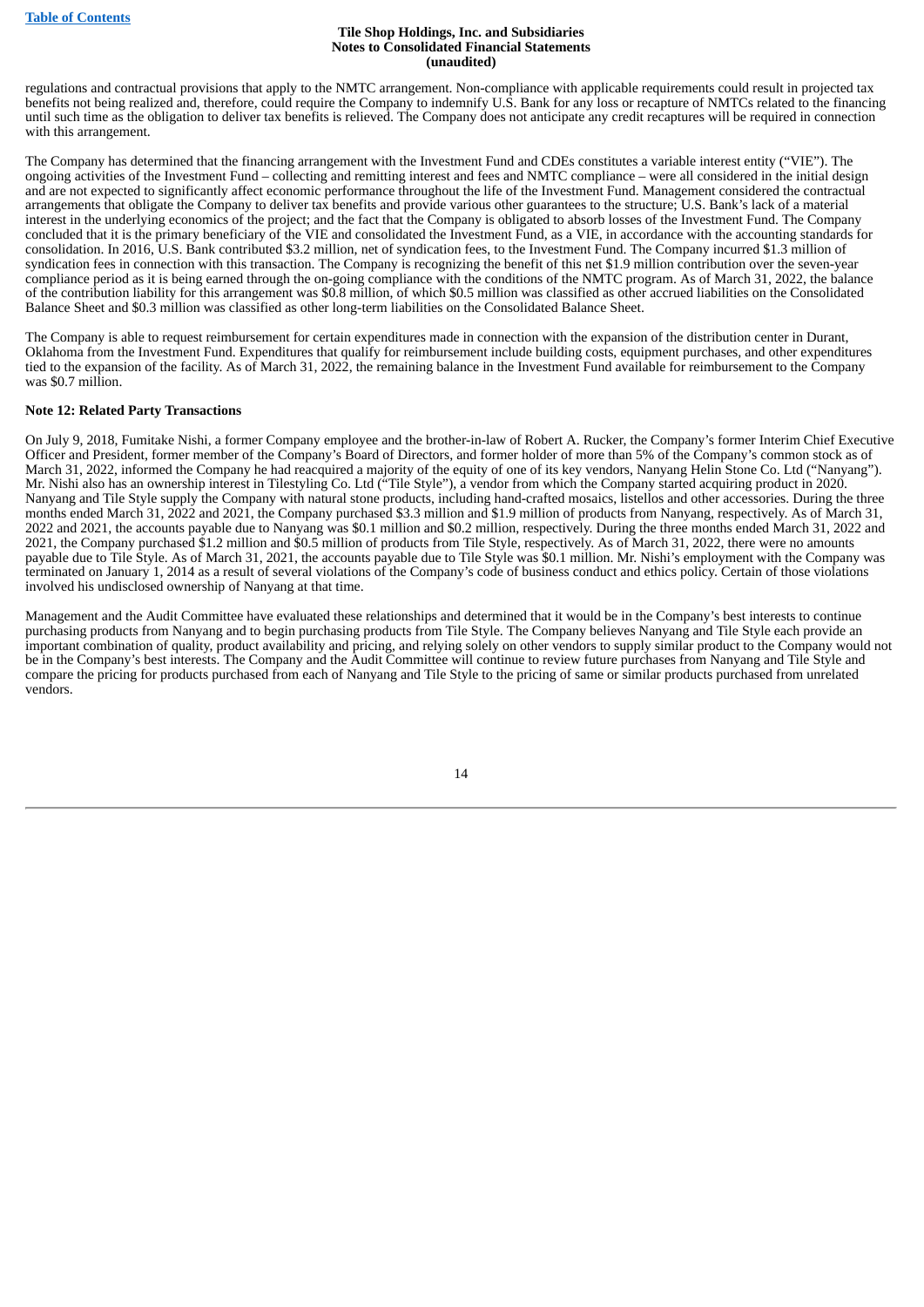regulations and contractual provisions that apply to the NMTC arrangement. Non-compliance with applicable requirements could result in projected tax benefits not being realized and, therefore, could require the Company to indemnify U.S. Bank for any loss or recapture of NMTCs related to the financing until such time as the obligation to deliver tax benefits is relieved. The Company does not anticipate any credit recaptures will be required in connection with this arrangement.

The Company has determined that the financing arrangement with the Investment Fund and CDEs constitutes a variable interest entity ("VIE"). The ongoing activities of the Investment Fund – collecting and remitting interest and fees and NMTC compliance – were all considered in the initial design and are not expected to significantly affect economic performance throughout the life of the Investment Fund. Management considered the contractual arrangements that obligate the Company to deliver tax benefits and provide various other guarantees to the structure; U.S. Bank's lack of a material interest in the underlying economics of the project; and the fact that the Company is obligated to absorb losses of the Investment Fund. The Company concluded that it is the primary beneficiary of the VIE and consolidated the Investment Fund, as a VIE, in accordance with the accounting standards for consolidation. In 2016, U.S. Bank contributed $3.2 million, net of syndication fees, to the Investment Fund. The Company incurred $1.3 million of syndication fees in connection with this transaction. The Company is recognizing the benefit of this net $1.9 million contribution over the seven-year compliance period as it is being earned through the on-going compliance with the conditions of the NMTC program. As of March 31, 2022, the balance of the contribution liability for this arrangement was $0.8 million, of which $0.5 million was classified as other accrued liabilities on the Consolidated Balance Sheet and $0.3 million was classified as other long-term liabilities on the Consolidated Balance Sheet.

The Company is able to request reimbursement for certain expenditures made in connection with the expansion of the distribution center in Durant, Oklahoma from the Investment Fund. Expenditures that qualify for reimbursement include building costs, equipment purchases, and other expenditures tied to the expansion of the facility. As of March 31, 2022, the remaining balance in the Investment Fund available for reimbursement to the Company was $0.7 million.

**Note 12: Related Party Transactions**

On July 9, 2018, Fumitake Nishi, a former Company employee and the brother-in-law of Robert A. Rucker, the Company's former Interim Chief Executive Officer and President, former member of the Company's Board of Directors, and former holder of more than 5% of the Company's common stock as of March 31, 2022, informed the Company he had reacquired a majority of the equity of one of its key vendors, Nanyang Helin Stone Co. Ltd ("Nanyang"). Mr. Nishi also has an ownership interest in Tilestyling Co. Ltd ("Tile Style"), a vendor from which the Company started acquiring product in 2020. Nanyang and Tile Style supply the Company with natural stone products, including hand-crafted mosaics, listellos and other accessories. During the three months ended March 31, 2022 and 2021, the Company purchased $3.3 million and $1.9 million of products from Nanyang, respectively. As of March 31, 2022 and 2021, the accounts payable due to Nanyang was $0.1 million and $0.2 million, respectively. During the three months ended March 31, 2022 and 2021, the Company purchased $1.2 million and $0.5 million of products from Tile Style, respectively. As of March 31, 2022, there were no amounts payable due to Tile Style. As of March 31, 2021, the accounts payable due to Tile Style was $0.1 million. Mr. Nishi's employment with the Company was terminated on January 1, 2014 as a result of several violations of the Company's code of business conduct and ethics policy. Certain of those violations involved his undisclosed ownership of Nanyang at that time.

Management and the Audit Committee have evaluated these relationships and determined that it would be in the Company's best interests to continue purchasing products from Nanyang and to begin purchasing products from Tile Style. The Company believes Nanyang and Tile Style each provide an important combination of quality, product availability and pricing, and relying solely on other vendors to supply similar product to the Company would not be in the Company's best interests. The Company and the Audit Committee will continue to review future purchases from Nanyang and Tile Style and compare the pricing for products purchased from each of Nanyang and Tile Style to the pricing of same or similar products purchased from unrelated vendors.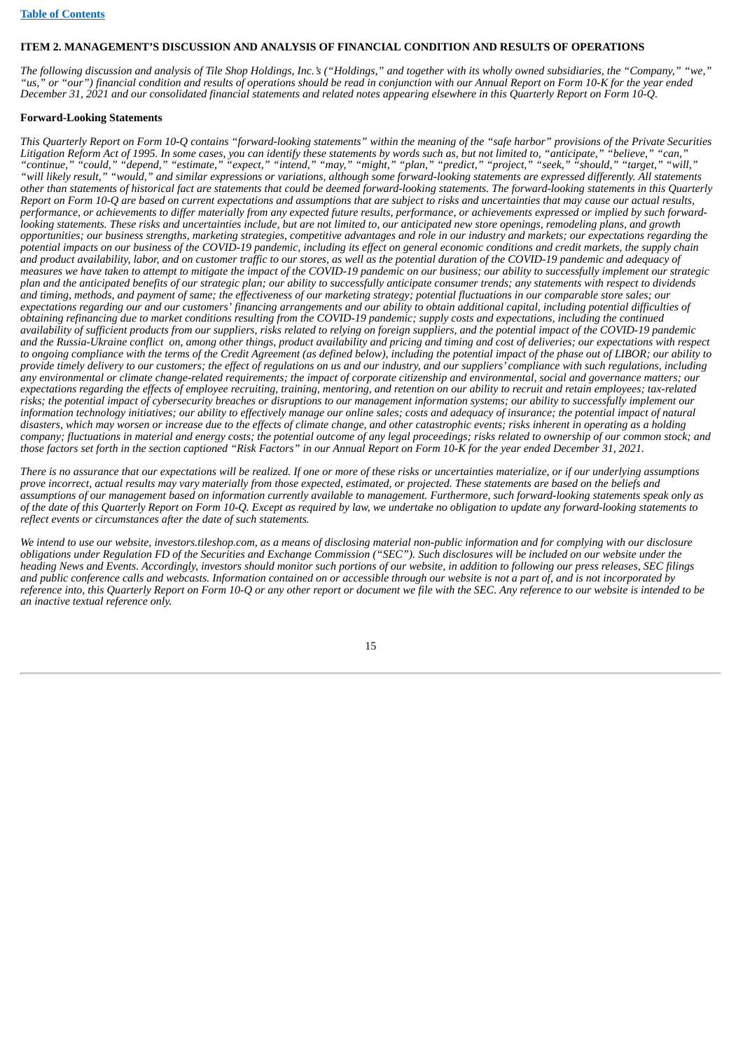## ITEM 2. MANAGEMENT'S DISCUSSION AND ANALYSIS OF FINANCIAL CONDITION AND RESULTS OF OPERATIONS

*The following discussion and analysis of Tile Shop Holdings, Inc.'s ("Holdings," and together with its wholly owned subsidiaries, the "Company," "we," "us," or "our") financial condition and results of operations should be read in conjunction with our Annual Report on Form 10-K for the year ended December 31, 2021 and our consolidated financial statements and related notes appearing elsewhere in this Quarterly Report on Form 10-Q.*

### Forward-Looking Statements

*This Quarterly Report on Form 10-Q contains "forward-looking statements" within the meaning of the "safe harbor" provisions of the Private Securities Litigation Reform Act of 1995. In some cases, you can identify these statements by words such as, but not limited to, "anticipate," "believe," "can," "continue," "could," "depend," "estimate," "expect," "intend," "may," "might," "plan," "predict," "project," "seek," "should," "target," "will," "will likely result," "would," and similar expressions or variations, although some forward-looking statements are expressed differently. All statements other than statements of historical fact are statements that could be deemed forward-looking statements. The forward-looking statements in this Quarterly Report on Form 10-Q are based on current expectations and assumptions that are subject to risks and uncertainties that may cause our actual results, performance, or achievements to differ materially from any expected future results, performance, or achievements expressed or implied by such forward-looking statements. These risks and uncertainties include, but are not limited to, our anticipated new store openings, remodeling plans, and growth opportunities; our business strengths, marketing strategies, competitive advantages and role in our industry and markets; our expectations regarding the potential impacts on our business of the COVID-19 pandemic, including its effect on general economic conditions and credit markets, the supply chain and product availability, labor, and on customer traffic to our stores, as well as the potential duration of the COVID-19 pandemic and adequacy of measures we have taken to attempt to mitigate the impact of the COVID-19 pandemic on our business; our ability to successfully implement our strategic plan and the anticipated benefits of our strategic plan; our ability to successfully anticipate consumer trends; any statements with respect to dividends and timing, methods, and payment of same; the effectiveness of our marketing strategy; potential fluctuations in our comparable store sales; our expectations regarding our and our customers' financing arrangements and our ability to obtain additional capital, including potential difficulties of obtaining refinancing due to market conditions resulting from the COVID-19 pandemic; supply costs and expectations, including the continued availability of sufficient products from our suppliers, risks related to relying on foreign suppliers, and the potential impact of the COVID-19 pandemic and the Russia-Ukraine conflict on, among other things, product availability and pricing and timing and cost of deliveries; our expectations with respect to ongoing compliance with the terms of the Credit Agreement (as defined below), including the potential impact of the phase out of LIBOR; our ability to provide timely delivery to our customers; the effect of regulations on us and our industry, and our suppliers' compliance with such regulations, including any environmental or climate change-related requirements; the impact of corporate citizenship and environmental, social and governance matters; our expectations regarding the effects of employee recruiting, training, mentoring, and retention on our ability to recruit and retain employees; tax-related risks; the potential impact of cybersecurity breaches or disruptions to our management information systems; our ability to successfully implement our information technology initiatives; our ability to effectively manage our online sales; costs and adequacy of insurance; the potential impact of natural disasters, which may worsen or increase due to the effects of climate change, and other catastrophic events; risks inherent in operating as a holding company; fluctuations in material and energy costs; the potential outcome of any legal proceedings; risks related to ownership of our common stock; and those factors set forth in the section captioned "Risk Factors" in our Annual Report on Form 10-K for the year ended December 31, 2021.*

*There is no assurance that our expectations will be realized. If one or more of these risks or uncertainties materialize, or if our underlying assumptions prove incorrect, actual results may vary materially from those expected, estimated, or projected. These statements are based on the beliefs and assumptions of our management based on information currently available to management. Furthermore, such forward-looking statements speak only as of the date of this Quarterly Report on Form 10-Q. Except as required by law, we undertake no obligation to update any forward-looking statements to reflect events or circumstances after the date of such statements.*

*We intend to use our website, investors.tileshop.com, as a means of disclosing material non-public information and for complying with our disclosure obligations under Regulation FD of the Securities and Exchange Commission ("SEC"). Such disclosures will be included on our website under the heading News and Events. Accordingly, investors should monitor such portions of our website, in addition to following our press releases, SEC filings and public conference calls and webcasts. Information contained on or accessible through our website is not a part of, and is not incorporated by reference into, this Quarterly Report on Form 10-Q or any other report or document we file with the SEC. Any reference to our website is intended to be an inactive textual reference only.*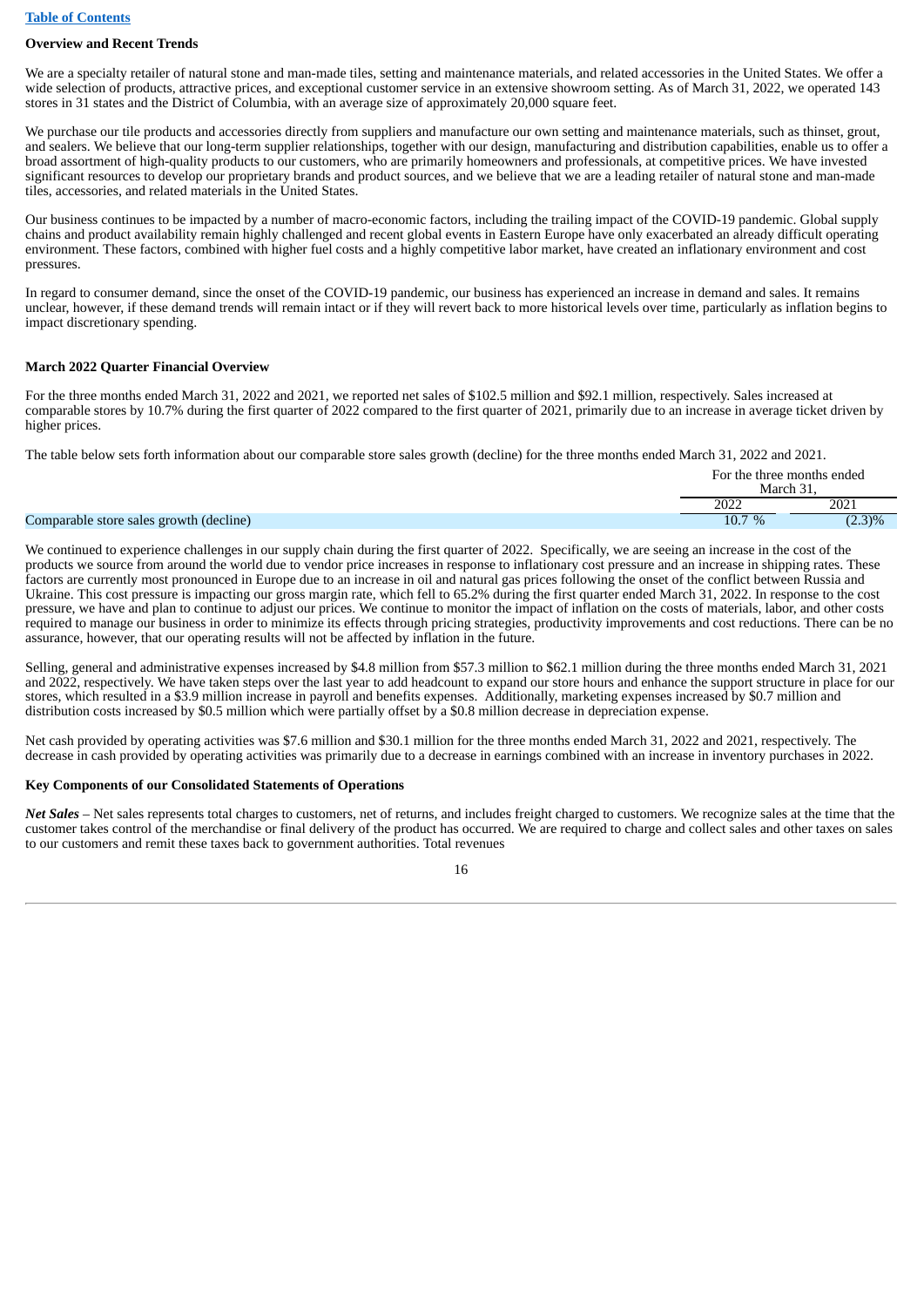[Table of Contents](#)

**Overview and Recent Trends**

We are a specialty retailer of natural stone and man-made tiles, setting and maintenance materials, and related accessories in the United States. We offer a wide selection of products, attractive prices, and exceptional customer service in an extensive showroom setting. As of March 31, 2022, we operated 143 stores in 31 states and the District of Columbia, with an average size of approximately 20,000 square feet.

We purchase our tile products and accessories directly from suppliers and manufacture our own setting and maintenance materials, such as thinset, grout, and sealers. We believe that our long-term supplier relationships, together with our design, manufacturing and distribution capabilities, enable us to offer a broad assortment of high-quality products to our customers, who are primarily homeowners and professionals, at competitive prices. We have invested significant resources to develop our proprietary brands and product sources, and we believe that we are a leading retailer of natural stone and man-made tiles, accessories, and related materials in the United States.

Our business continues to be impacted by a number of macro-economic factors, including the trailing impact of the COVID-19 pandemic. Global supply chains and product availability remain highly challenged and recent global events in Eastern Europe have only exacerbated an already difficult operating environment. These factors, combined with higher fuel costs and a highly competitive labor market, have created an inflationary environment and cost pressures.

In regard to consumer demand, since the onset of the COVID-19 pandemic, our business has experienced an increase in demand and sales. It remains unclear, however, if these demand trends will remain intact or if they will revert back to more historical levels over time, particularly as inflation begins to impact discretionary spending.

**March 2022 Quarter Financial Overview**

For the three months ended March 31, 2022 and 2021, we reported net sales of $102.5 million and $92.1 million, respectively. Sales increased at comparable stores by 10.7% during the first quarter of 2022 compared to the first quarter of 2021, primarily due to an increase in average ticket driven by higher prices.

The table below sets forth information about our comparable store sales growth (decline) for the three months ended March 31, 2022 and 2021.

| | For the three months ended March 31, | |
|---|---|---|
| | 2022 | 2021 |
| Comparable store sales growth (decline) | 10.7 % | (2.3)% |

We continued to experience challenges in our supply chain during the first quarter of 2022. Specifically, we are seeing an increase in the cost of the products we source from around the world due to vendor price increases in response to inflationary cost pressure and an increase in shipping rates. These factors are currently most pronounced in Europe due to an increase in oil and natural gas prices following the onset of the conflict between Russia and Ukraine. This cost pressure is impacting our gross margin rate, which fell to 65.2% during the first quarter ended March 31, 2022. In response to the cost pressure, we have and plan to continue to adjust our prices. We continue to monitor the impact of inflation on the costs of materials, labor, and other costs required to manage our business in order to minimize its effects through pricing strategies, productivity improvements and cost reductions. There can be no assurance, however, that our operating results will not be affected by inflation in the future.

Selling, general and administrative expenses increased by $4.8 million from $57.3 million to $62.1 million during the three months ended March 31, 2021 and 2022, respectively. We have taken steps over the last year to add headcount to expand our store hours and enhance the support structure in place for our stores, which resulted in a $3.9 million increase in payroll and benefits expenses. Additionally, marketing expenses increased by $0.7 million and distribution costs increased by $0.5 million which were partially offset by a $0.8 million decrease in depreciation expense.

Net cash provided by operating activities was $7.6 million and $30.1 million for the three months ended March 31, 2022 and 2021, respectively. The decrease in cash provided by operating activities was primarily due to a decrease in earnings combined with an increase in inventory purchases in 2022.

**Key Components of our Consolidated Statements of Operations**

***Net Sales*** – Net sales represents total charges to customers, net of returns, and includes freight charged to customers. We recognize sales at the time that the customer takes control of the merchandise or final delivery of the product has occurred. We are required to charge and collect sales and other taxes on sales to our customers and remit these taxes back to government authorities. Total revenues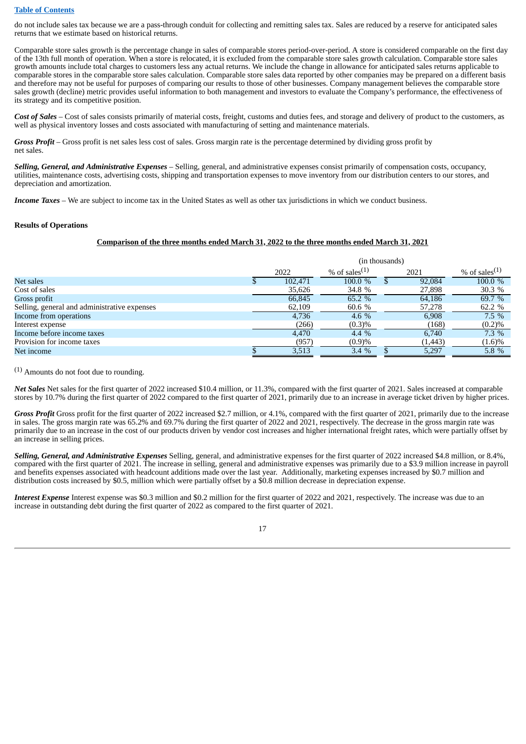do not include sales tax because we are a pass-through conduit for collecting and remitting sales tax. Sales are reduced by a reserve for anticipated sales returns that we estimate based on historical returns.

Comparable store sales growth is the percentage change in sales of comparable stores period-over-period. A store is considered comparable on the first day of the 13th full month of operation. When a store is relocated, it is excluded from the comparable store sales growth calculation. Comparable store sales growth amounts include total charges to customers less any actual returns. We include the change in allowance for anticipated sales returns applicable to comparable stores in the comparable store sales calculation. Comparable store sales data reported by other companies may be prepared on a different basis and therefore may not be useful for purposes of comparing our results to those of other businesses. Company management believes the comparable store sales growth (decline) metric provides useful information to both management and investors to evaluate the Company's performance, the effectiveness of its strategy and its competitive position.

***Cost of Sales*** – Cost of sales consists primarily of material costs, freight, customs and duties fees, and storage and delivery of product to the customers, as well as physical inventory losses and costs associated with manufacturing of setting and maintenance materials.

***Gross Profit*** – Gross profit is net sales less cost of sales. Gross margin rate is the percentage determined by dividing gross profit by net sales.

***Selling, General, and Administrative Expenses*** – Selling, general, and administrative expenses consist primarily of compensation costs, occupancy, utilities, maintenance costs, advertising costs, shipping and transportation expenses to move inventory from our distribution centers to our stores, and depreciation and amortization.

***Income Taxes*** – We are subject to income tax in the United States as well as other tax jurisdictions in which we conduct business.

**Results of Operations**

**Comparison of the three months ended March 31, 2022 to the three months ended March 31, 2021**

| | (in thousands) | | | |
|---|---|---|---|---|
| | 2022 | % of sales[1] | 2021 | % of sales[1] |
| Net sales | $ 102,471 | 100.0 % | $ 92,084 | 100.0 % |
| Cost of sales | 35,626 | 34.8 % | 27,898 | 30.3 % |
| Gross profit | 66,845 | 65.2 % | 64,186 | 69.7 % |
| Selling, general and administrative expenses | 62,109 | 60.6 % | 57,278 | 62.2 % |
| Income from operations | 4,736 | 4.6 % | 6,908 | 7.5 % |
| Interest expense | (266) | (0.3)% | (168) | (0.2)% |
| Income before income taxes | 4,470 | 4.4 % | 6,740 | 7.3 % |
| Provision for income taxes | (957) | (0.9)% | (1,443) | (1.6)% |
| Net income | $ 3,513 | 3.4 % | $ 5,297 | 5.8 % |

[1] Amounts do not foot due to rounding.

***Net Sales*** Net sales for the first quarter of 2022 increased $10.4 million, or 11.3%, compared with the first quarter of 2021. Sales increased at comparable stores by 10.7% during the first quarter of 2022 compared to the first quarter of 2021, primarily due to an increase in average ticket driven by higher prices.

***Gross Profit*** Gross profit for the first quarter of 2022 increased $2.7 million, or 4.1%, compared with the first quarter of 2021, primarily due to the increase in sales. The gross margin rate was 65.2% and 69.7% during the first quarter of 2022 and 2021, respectively. The decrease in the gross margin rate was primarily due to an increase in the cost of our products driven by vendor cost increases and higher international freight rates, which were partially offset by an increase in selling prices.

***Selling, General, and Administrative Expenses*** Selling, general, and administrative expenses for the first quarter of 2022 increased $4.8 million, or 8.4%, compared with the first quarter of 2021. The increase in selling, general and administrative expenses was primarily due to a $3.9 million increase in payroll and benefits expenses associated with headcount additions made over the last year. Additionally, marketing expenses increased by $0.7 million and distribution costs increased by $0.5, million which were partially offset by a $0.8 million decrease in depreciation expense.

***Interest Expense*** Interest expense was $0.3 million and $0.2 million for the first quarter of 2022 and 2021, respectively. The increase was due to an increase in outstanding debt during the first quarter of 2022 as compared to the first quarter of 2021.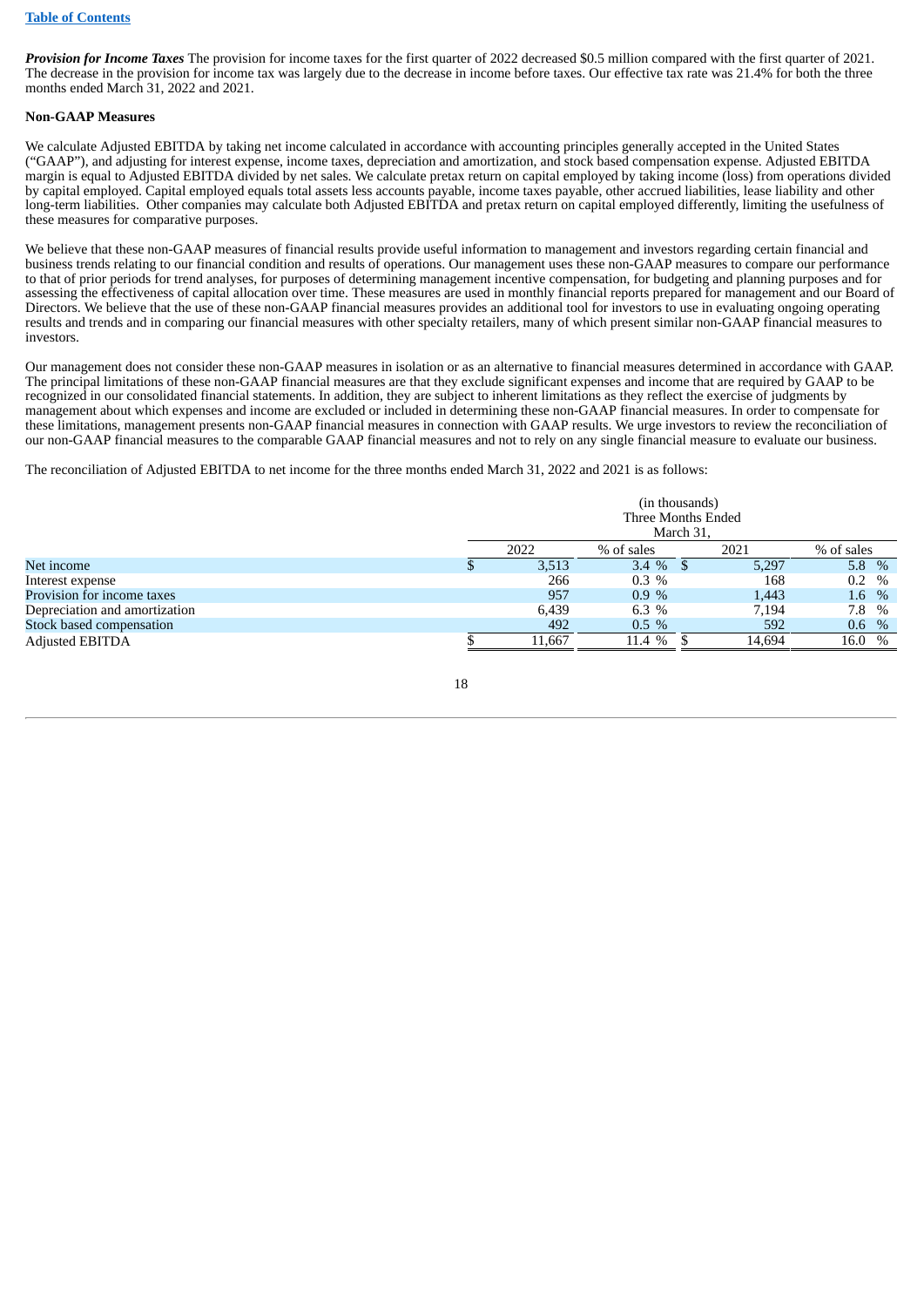***Provision for Income Taxes*** The provision for income taxes for the first quarter of 2022 decreased $0.5 million compared with the first quarter of 2021. The decrease in the provision for income tax was largely due to the decrease in income before taxes. Our effective tax rate was 21.4% for both the three months ended March 31, 2022 and 2021.

**Non-GAAP Measures**

We calculate Adjusted EBITDA by taking net income calculated in accordance with accounting principles generally accepted in the United States ("GAAP"), and adjusting for interest expense, income taxes, depreciation and amortization, and stock based compensation expense. Adjusted EBITDA margin is equal to Adjusted EBITDA divided by net sales. We calculate pretax return on capital employed by taking income (loss) from operations divided by capital employed. Capital employed equals total assets less accounts payable, income taxes payable, other accrued liabilities, lease liability and other long-term liabilities. Other companies may calculate both Adjusted EBITDA and pretax return on capital employed differently, limiting the usefulness of these measures for comparative purposes.

We believe that these non-GAAP measures of financial results provide useful information to management and investors regarding certain financial and business trends relating to our financial condition and results of operations. Our management uses these non-GAAP measures to compare our performance to that of prior periods for trend analyses, for purposes of determining management incentive compensation, for budgeting and planning purposes and for assessing the effectiveness of capital allocation over time. These measures are used in monthly financial reports prepared for management and our Board of Directors. We believe that the use of these non-GAAP financial measures provides an additional tool for investors to use in evaluating ongoing operating results and trends and in comparing our financial measures with other specialty retailers, many of which present similar non-GAAP financial measures to investors.

Our management does not consider these non-GAAP measures in isolation or as an alternative to financial measures determined in accordance with GAAP. The principal limitations of these non-GAAP financial measures are that they exclude significant expenses and income that are required by GAAP to be recognized in our consolidated financial statements. In addition, they are subject to inherent limitations as they reflect the exercise of judgments by management about which expenses and income are excluded or included in determining these non-GAAP financial measures. In order to compensate for these limitations, management presents non-GAAP financial measures in connection with GAAP results. We urge investors to review the reconciliation of our non-GAAP financial measures to the comparable GAAP financial measures and not to rely on any single financial measure to evaluate our business.

The reconciliation of Adjusted EBITDA to net income for the three months ended March 31, 2022 and 2021 is as follows:

| | (in thousands) Three Months Ended March 31, | | | |
|---|---|---|---|---|
| | 2022 | % of sales | 2021 | % of sales |
| Net income | $ 3,513 | 3.4 % | $ 5,297 | 5.8 % |
| Interest expense | 266 | 0.3 % | 168 | 0.2 % |
| Provision for income taxes | 957 | 0.9 % | 1,443 | 1.6 % |
| Depreciation and amortization | 6,439 | 6.3 % | 7,194 | 7.8 % |
| Stock based compensation | 492 | 0.5 % | 592 | 0.6 % |
| Adjusted EBITDA | $ 11,667 | 11.4 % | $ 14,694 | 16.0 % |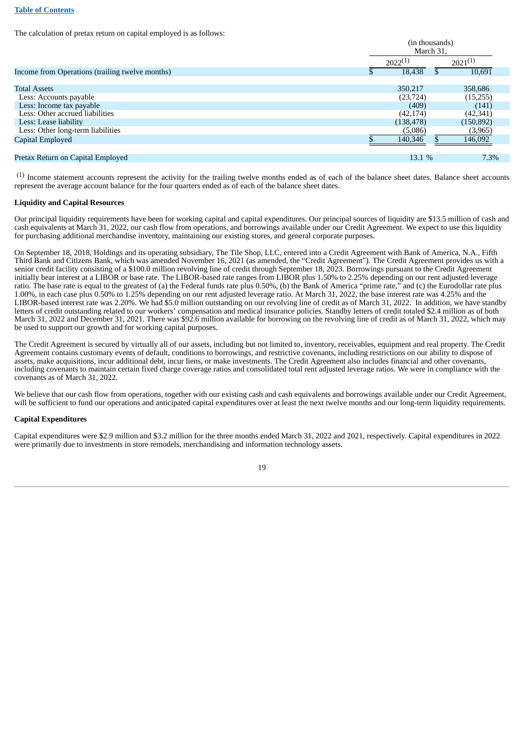The calculation of pretax return on capital employed is as follows:

| | (in thousands) March 31, | |
|---|---|---|
| | 2022[(1)] | 2021[(1)] |
| Income from Operations (trailing twelve months) | $ 18,438 | $ 10,691 |
| | | |
| Total Assets | 350,217 | 358,686 |
| Less: Accounts payable | (23,724) | (15,255) |
| Less: Income tax payable | (409) | (141) |
| Less: Other accrued liabilities | (42,174) | (42,341) |
| Less: Lease liability | (138,478) | (150,892) |
| Less: Other long-term liabilities | (5,086) | (3,965) |
| Capital Employed | $ 140,346 | $ 146,092 |
| | | |
| Pretax Return on Capital Employed | 13.1 % | 7.3% |

(1) Income statement accounts represent the activity for the trailing twelve months ended as of each of the balance sheet dates. Balance sheet accounts represent the average account balance for the four quarters ended as of each of the balance sheet dates.

**Liquidity and Capital Resources**

Our principal liquidity requirements have been for working capital and capital expenditures. Our principal sources of liquidity are $13.5 million of cash and cash equivalents at March 31, 2022, our cash flow from operations, and borrowings available under our Credit Agreement. We expect to use this liquidity for purchasing additional merchandise inventory, maintaining our existing stores, and general corporate purposes.

On September 18, 2018, Holdings and its operating subsidiary, The Tile Shop, LLC, entered into a Credit Agreement with Bank of America, N.A., Fifth Third Bank and Citizens Bank, which was amended November 16, 2021 (as amended, the "Credit Agreement"). The Credit Agreement provides us with a senior credit facility consisting of a $100.0 million revolving line of credit through September 18, 2023. Borrowings pursuant to the Credit Agreement initially bear interest at a LIBOR or base rate. The LIBOR-based rate ranges from LIBOR plus 1.50% to 2.25% depending on our rent adjusted leverage ratio. The base rate is equal to the greatest of (a) the Federal funds rate plus 0.50%, (b) the Bank of America "prime rate," and (c) the Eurodollar rate plus 1.00%, in each case plus 0.50% to 1.25% depending on our rent adjusted leverage ratio. At March 31, 2022, the base interest rate was 4.25% and the LIBOR-based interest rate was 2.20%. We had $5.0 million outstanding on our revolving line of credit as of March 31, 2022. In addition, we have standby letters of credit outstanding related to our workers' compensation and medical insurance policies. Standby letters of credit totaled $2.4 million as of both March 31, 2022 and December 31, 2021. There was $92.6 million available for borrowing on the revolving line of credit as of March 31, 2022, which may be used to support our growth and for working capital purposes.

The Credit Agreement is secured by virtually all of our assets, including but not limited to, inventory, receivables, equipment and real property. The Credit Agreement contains customary events of default, conditions to borrowings, and restrictive covenants, including restrictions on our ability to dispose of assets, make acquisitions, incur additional debt, incur liens, or make investments. The Credit Agreement also includes financial and other covenants, including covenants to maintain certain fixed charge coverage ratios and consolidated total rent adjusted leverage ratios. We were in compliance with the covenants as of March 31, 2022.

We believe that our cash flow from operations, together with our existing cash and cash equivalents and borrowings available under our Credit Agreement, will be sufficient to fund our operations and anticipated capital expenditures over at least the next twelve months and our long-term liquidity requirements.

**Capital Expenditures**

Capital expenditures were $2.9 million and $3.2 million for the three months ended March 31, 2022 and 2021, respectively. Capital expenditures in 2022 were primarily due to investments in store remodels, merchandising and information technology assets.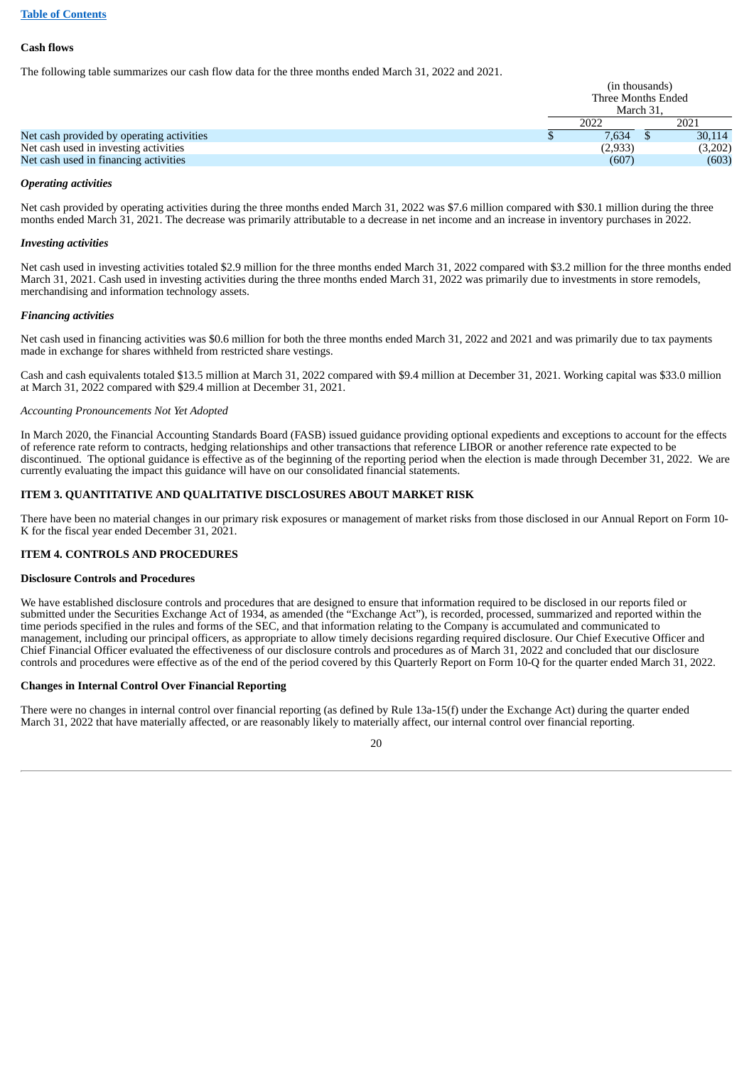**Cash flows**

The following table summarizes our cash flow data for the three months ended March 31, 2022 and 2021.

| | (in thousands) Three Months Ended March 31, | |
|---|---|---|
| | 2022 | 2021 |
| Net cash provided by operating activities | $ 7,634 | $ 30,114 |
| Net cash used in investing activities | (2,933) | (3,202) |
| Net cash used in financing activities | (607) | (603) |

***Operating activities***

Net cash provided by operating activities during the three months ended March 31, 2022 was $7.6 million compared with $30.1 million during the three months ended March 31, 2021. The decrease was primarily attributable to a decrease in net income and an increase in inventory purchases in 2022.

***Investing activities***

Net cash used in investing activities totaled $2.9 million for the three months ended March 31, 2022 compared with $3.2 million for the three months ended March 31, 2021. Cash used in investing activities during the three months ended March 31, 2022 was primarily due to investments in store remodels, merchandising and information technology assets.

***Financing activities***

Net cash used in financing activities was $0.6 million for both the three months ended March 31, 2022 and 2021 and was primarily due to tax payments made in exchange for shares withheld from restricted share vestings.

Cash and cash equivalents totaled $13.5 million at March 31, 2022 compared with $9.4 million at December 31, 2021. Working capital was $33.0 million at March 31, 2022 compared with $29.4 million at December 31, 2021.

*Accounting Pronouncements Not Yet Adopted*

In March 2020, the Financial Accounting Standards Board (FASB) issued guidance providing optional expedients and exceptions to account for the effects of reference rate reform to contracts, hedging relationships and other transactions that reference LIBOR or another reference rate expected to be discontinued. The optional guidance is effective as of the beginning of the reporting period when the election is made through December 31, 2022. We are currently evaluating the impact this guidance will have on our consolidated financial statements.

## ITEM 3. QUANTITATIVE AND QUALITATIVE DISCLOSURES ABOUT MARKET RISK

There have been no material changes in our primary risk exposures or management of market risks from those disclosed in our Annual Report on Form 10-K for the fiscal year ended December 31, 2021.

## ITEM 4. CONTROLS AND PROCEDURES

**Disclosure Controls and Procedures**

We have established disclosure controls and procedures that are designed to ensure that information required to be disclosed in our reports filed or submitted under the Securities Exchange Act of 1934, as amended (the "Exchange Act"), is recorded, processed, summarized and reported within the time periods specified in the rules and forms of the SEC, and that information relating to the Company is accumulated and communicated to management, including our principal officers, as appropriate to allow timely decisions regarding required disclosure. Our Chief Executive Officer and Chief Financial Officer evaluated the effectiveness of our disclosure controls and procedures as of March 31, 2022 and concluded that our disclosure controls and procedures were effective as of the end of the period covered by this Quarterly Report on Form 10-Q for the quarter ended March 31, 2022.

**Changes in Internal Control Over Financial Reporting**

There were no changes in internal control over financial reporting (as defined by Rule 13a-15(f) under the Exchange Act) during the quarter ended March 31, 2022 that have materially affected, or are reasonably likely to materially affect, our internal control over financial reporting.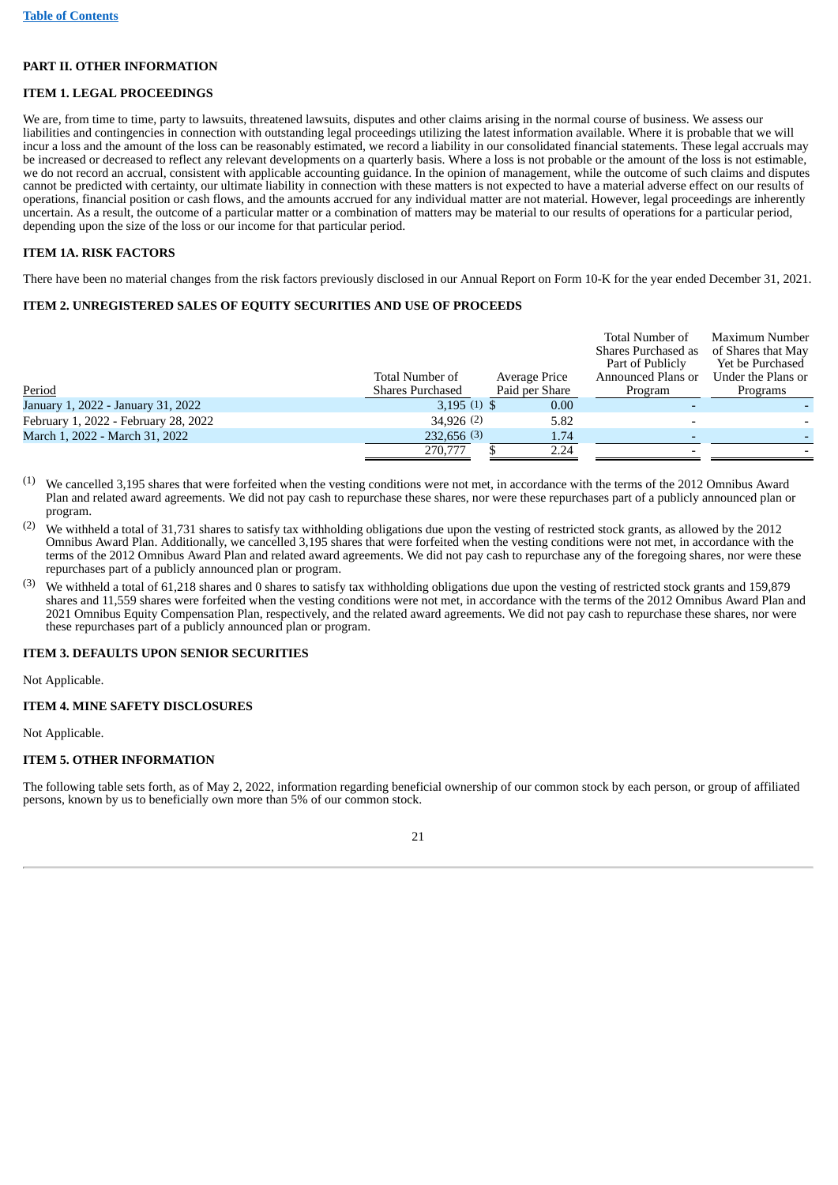[Table of Contents](#)

## PART II. OTHER INFORMATION

### ITEM 1. LEGAL PROCEEDINGS

We are, from time to time, party to lawsuits, threatened lawsuits, disputes and other claims arising in the normal course of business. We assess our liabilities and contingencies in connection with outstanding legal proceedings utilizing the latest information available. Where it is probable that we will incur a loss and the amount of the loss can be reasonably estimated, we record a liability in our consolidated financial statements. These legal accruals may be increased or decreased to reflect any relevant developments on a quarterly basis. Where a loss is not probable or the amount of the loss is not estimable, we do not record an accrual, consistent with applicable accounting guidance. In the opinion of management, while the outcome of such claims and disputes cannot be predicted with certainty, our ultimate liability in connection with these matters is not expected to have a material adverse effect on our results of operations, financial position or cash flows, and the amounts accrued for any individual matter are not material. However, legal proceedings are inherently uncertain. As a result, the outcome of a particular matter or a combination of matters may be material to our results of operations for a particular period, depending upon the size of the loss or our income for that particular period.

### ITEM 1A. RISK FACTORS

There have been no material changes from the risk factors previously disclosed in our Annual Report on Form 10-K for the year ended December 31, 2021.

### ITEM 2. UNREGISTERED SALES OF EQUITY SECURITIES AND USE OF PROCEEDS

| Period | Total Number of Shares Purchased | Average Price Paid per Share | Total Number of Shares Purchased as Part of Publicly Announced Plans or Program | Maximum Number of Shares that May Yet be Purchased Under the Plans or Programs |
|---|---|---|---|---|
| January 1, 2022 - January 31, 2022 | 3,195 (1) | $ 0.00 | - | - |
| February 1, 2022 - February 28, 2022 | 34,926 (2) | 5.82 | - | - |
| March 1, 2022 - March 31, 2022 | 232,656 (3) | 1.74 | - | - |
| | 270,777 | $ 2.24 | - | - |

(1) We cancelled 3,195 shares that were forfeited when the vesting conditions were not met, in accordance with the terms of the 2012 Omnibus Award Plan and related award agreements. We did not pay cash to repurchase these shares, nor were these repurchases part of a publicly announced plan or program.

(2) We withheld a total of 31,731 shares to satisfy tax withholding obligations due upon the vesting of restricted stock grants, as allowed by the 2012 Omnibus Award Plan. Additionally, we cancelled 3,195 shares that were forfeited when the vesting conditions were not met, in accordance with the terms of the 2012 Omnibus Award Plan and related award agreements. We did not pay cash to repurchase any of the foregoing shares, nor were these repurchases part of a publicly announced plan or program.

(3) We withheld a total of 61,218 shares and 0 shares to satisfy tax withholding obligations due upon the vesting of restricted stock grants and 159,879 shares and 11,559 shares were forfeited when the vesting conditions were not met, in accordance with the terms of the 2012 Omnibus Award Plan and 2021 Omnibus Equity Compensation Plan, respectively, and the related award agreements. We did not pay cash to repurchase these shares, nor were these repurchases part of a publicly announced plan or program.

### ITEM 3. DEFAULTS UPON SENIOR SECURITIES

Not Applicable.

### ITEM 4. MINE SAFETY DISCLOSURES

Not Applicable.

### ITEM 5. OTHER INFORMATION

The following table sets forth, as of May 2, 2022, information regarding beneficial ownership of our common stock by each person, or group of affiliated persons, known by us to beneficially own more than 5% of our common stock.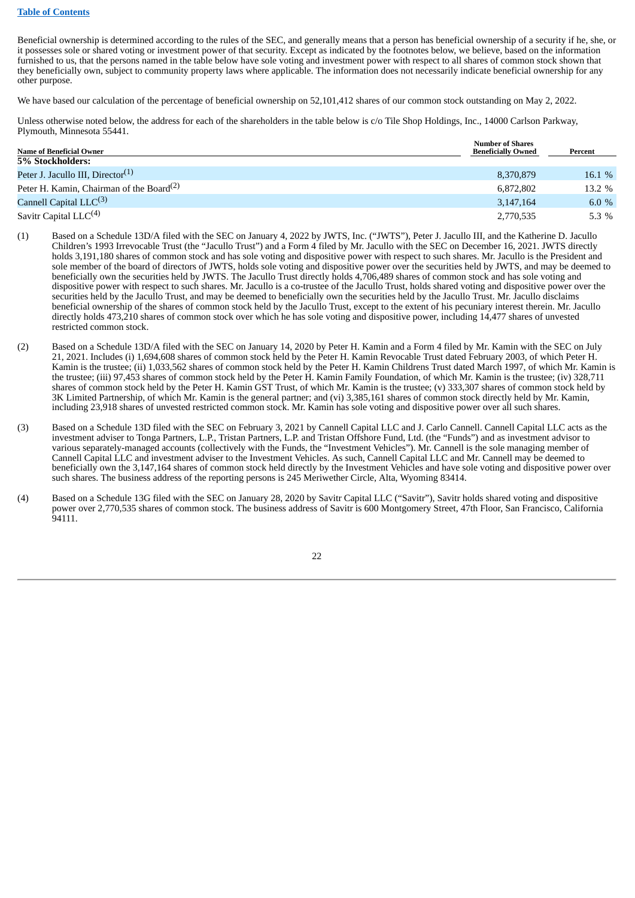Table of Contents

Beneficial ownership is determined according to the rules of the SEC, and generally means that a person has beneficial ownership of a security if he, she, or it possesses sole or shared voting or investment power of that security. Except as indicated by the footnotes below, we believe, based on the information furnished to us, that the persons named in the table below have sole voting and investment power with respect to all shares of common stock shown that they beneficially own, subject to community property laws where applicable. The information does not necessarily indicate beneficial ownership for any other purpose.

We have based our calculation of the percentage of beneficial ownership on 52,101,412 shares of our common stock outstanding on May 2, 2022.

Unless otherwise noted below, the address for each of the shareholders in the table below is c/o Tile Shop Holdings, Inc., 14000 Carlson Parkway, Plymouth, Minnesota 55441.

| Name of Beneficial Owner | Number of Shares Beneficially Owned | Percent |
|---|---|---|
| **5% Stockholders:** | | |
| Peter J. Jacullo III, Director[(1)] | 8,370,879 | 16.1 % |
| Peter H. Kamin, Chairman of the Board[(2)] | 6,872,802 | 13.2 % |
| Cannell Capital LLC[(3)] | 3,147,164 | 6.0 % |
| Savitr Capital LLC[(4)] | 2,770,535 | 5.3 % |

(1) Based on a Schedule 13D/A filed with the SEC on January 4, 2022 by JWTS, Inc. ("JWTS"), Peter J. Jacullo III, and the Katherine D. Jacullo Children's 1993 Irrevocable Trust (the "Jacullo Trust") and a Form 4 filed by Mr. Jacullo with the SEC on December 16, 2021. JWTS directly holds 3,191,180 shares of common stock and has sole voting and dispositive power with respect to such shares. Mr. Jacullo is the President and sole member of the board of directors of JWTS, holds sole voting and dispositive power over the securities held by JWTS, and may be deemed to beneficially own the securities held by JWTS. The Jacullo Trust directly holds 4,706,489 shares of common stock and has sole voting and dispositive power with respect to such shares. Mr. Jacullo is a co-trustee of the Jacullo Trust, holds shared voting and dispositive power over the securities held by the Jacullo Trust, and may be deemed to beneficially own the securities held by the Jacullo Trust. Mr. Jacullo disclaims beneficial ownership of the shares of common stock held by the Jacullo Trust, except to the extent of his pecuniary interest therein. Mr. Jacullo directly holds 473,210 shares of common stock over which he has sole voting and dispositive power, including 14,477 shares of unvested restricted common stock.

(2) Based on a Schedule 13D/A filed with the SEC on January 14, 2020 by Peter H. Kamin and a Form 4 filed by Mr. Kamin with the SEC on July 21, 2021. Includes (i) 1,694,608 shares of common stock held by the Peter H. Kamin Revocable Trust dated February 2003, of which Peter H. Kamin is the trustee; (ii) 1,033,562 shares of common stock held by the Peter H. Kamin Childrens Trust dated March 1997, of which Mr. Kamin is the trustee; (iii) 97,453 shares of common stock held by the Peter H. Kamin Family Foundation, of which Mr. Kamin is the trustee; (iv) 328,711 shares of common stock held by the Peter H. Kamin GST Trust, of which Mr. Kamin is the trustee; (v) 333,307 shares of common stock held by 3K Limited Partnership, of which Mr. Kamin is the general partner; and (vi) 3,385,161 shares of common stock directly held by Mr. Kamin, including 23,918 shares of unvested restricted common stock. Mr. Kamin has sole voting and dispositive power over all such shares.

(3) Based on a Schedule 13D filed with the SEC on February 3, 2021 by Cannell Capital LLC and J. Carlo Cannell. Cannell Capital LLC acts as the investment adviser to Tonga Partners, L.P., Tristan Partners, L.P. and Tristan Offshore Fund, Ltd. (the "Funds") and as investment advisor to various separately-managed accounts (collectively with the Funds, the "Investment Vehicles"). Mr. Cannell is the sole managing member of Cannell Capital LLC and investment adviser to the Investment Vehicles. As such, Cannell Capital LLC and Mr. Cannell may be deemed to beneficially own the 3,147,164 shares of common stock held directly by the Investment Vehicles and have sole voting and dispositive power over such shares. The business address of the reporting persons is 245 Meriwether Circle, Alta, Wyoming 83414.

(4) Based on a Schedule 13G filed with the SEC on January 28, 2020 by Savitr Capital LLC ("Savitr"), Savitr holds shared voting and dispositive power over 2,770,535 shares of common stock. The business address of Savitr is 600 Montgomery Street, 47th Floor, San Francisco, California 94111.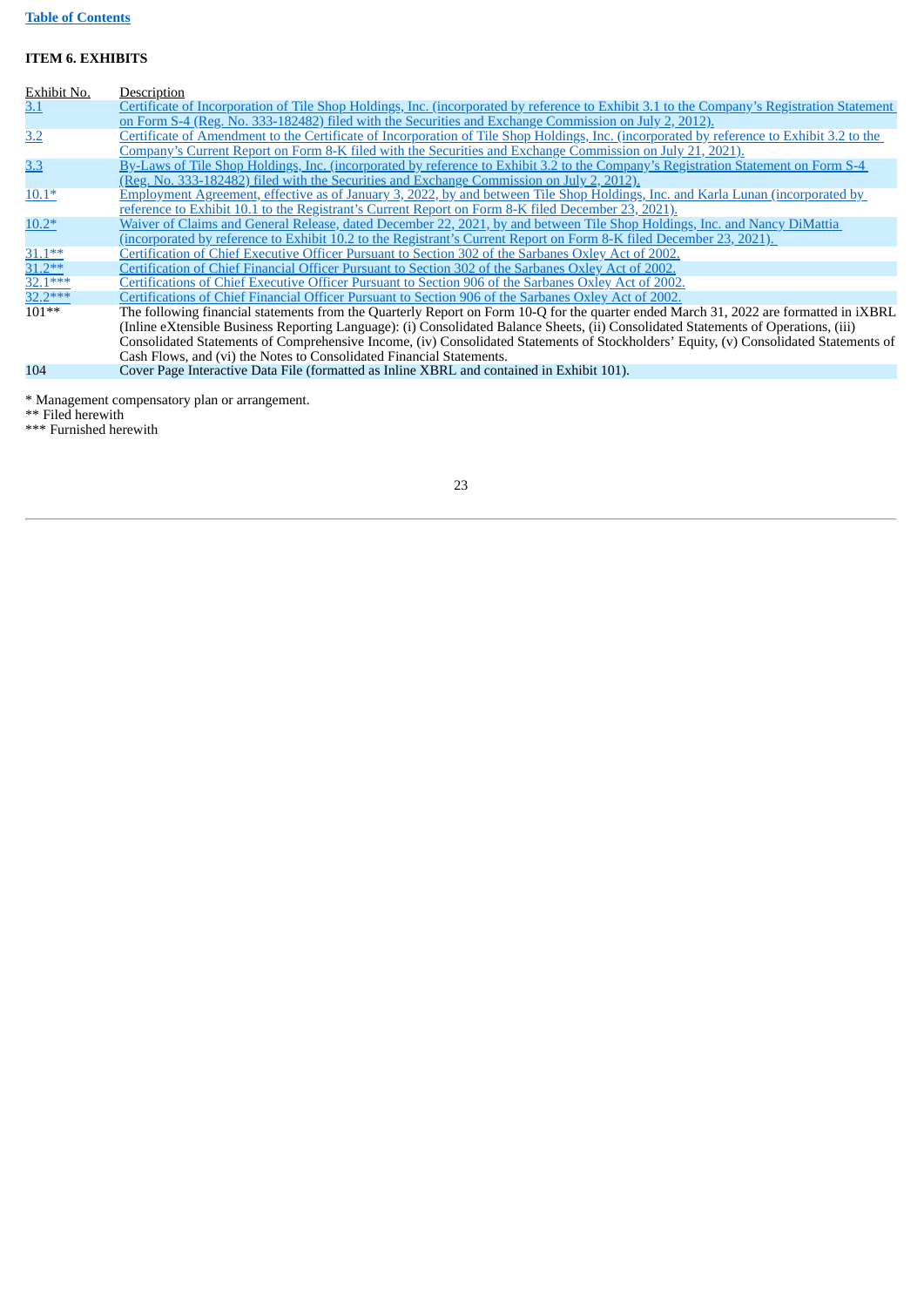**Table of Contents**

### ITEM 6. EXHIBITS

| Exhibit No. | Description |
| --- | --- |
| 3.1 | Certificate of Incorporation of Tile Shop Holdings, Inc. (incorporated by reference to Exhibit 3.1 to the Company's Registration Statement on Form S-4 (Reg. No. 333-182482) filed with the Securities and Exchange Commission on July 2, 2012). |
| 3.2 | Certificate of Amendment to the Certificate of Incorporation of Tile Shop Holdings, Inc. (incorporated by reference to Exhibit 3.2 to the Company's Current Report on Form 8-K filed with the Securities and Exchange Commission on July 21, 2021). |
| 3.3 | By-Laws of Tile Shop Holdings, Inc. (incorporated by reference to Exhibit 3.2 to the Company's Registration Statement on Form S-4 (Reg. No. 333-182482) filed with the Securities and Exchange Commission on July 2, 2012). |
| 10.1* | Employment Agreement, effective as of January 3, 2022, by and between Tile Shop Holdings, Inc. and Karla Lunan (incorporated by reference to Exhibit 10.1 to the Registrant's Current Report on Form 8-K filed December 23, 2021). |
| 10.2* | Waiver of Claims and General Release, dated December 22, 2021, by and between Tile Shop Holdings, Inc. and Nancy DiMattia (incorporated by reference to Exhibit 10.2 to the Registrant's Current Report on Form 8-K filed December 23, 2021). |
| 31.1** | Certification of Chief Executive Officer Pursuant to Section 302 of the Sarbanes Oxley Act of 2002. |
| 31.2** | Certification of Chief Financial Officer Pursuant to Section 302 of the Sarbanes Oxley Act of 2002. |
| 32.1*** | Certifications of Chief Executive Officer Pursuant to Section 906 of the Sarbanes Oxley Act of 2002. |
| 32.2*** | Certifications of Chief Financial Officer Pursuant to Section 906 of the Sarbanes Oxley Act of 2002. |
| 101** | The following financial statements from the Quarterly Report on Form 10-Q for the quarter ended March 31, 2022 are formatted in iXBRL (Inline eXtensible Business Reporting Language): (i) Consolidated Balance Sheets, (ii) Consolidated Statements of Operations, (iii) Consolidated Statements of Comprehensive Income, (iv) Consolidated Statements of Stockholders' Equity, (v) Consolidated Statements of Cash Flows, and (vi) the Notes to Consolidated Financial Statements. |
| 104 | Cover Page Interactive Data File (formatted as Inline XBRL and contained in Exhibit 101). |

\* Management compensatory plan or arrangement.
** Filed herewith
*** Furnished herewith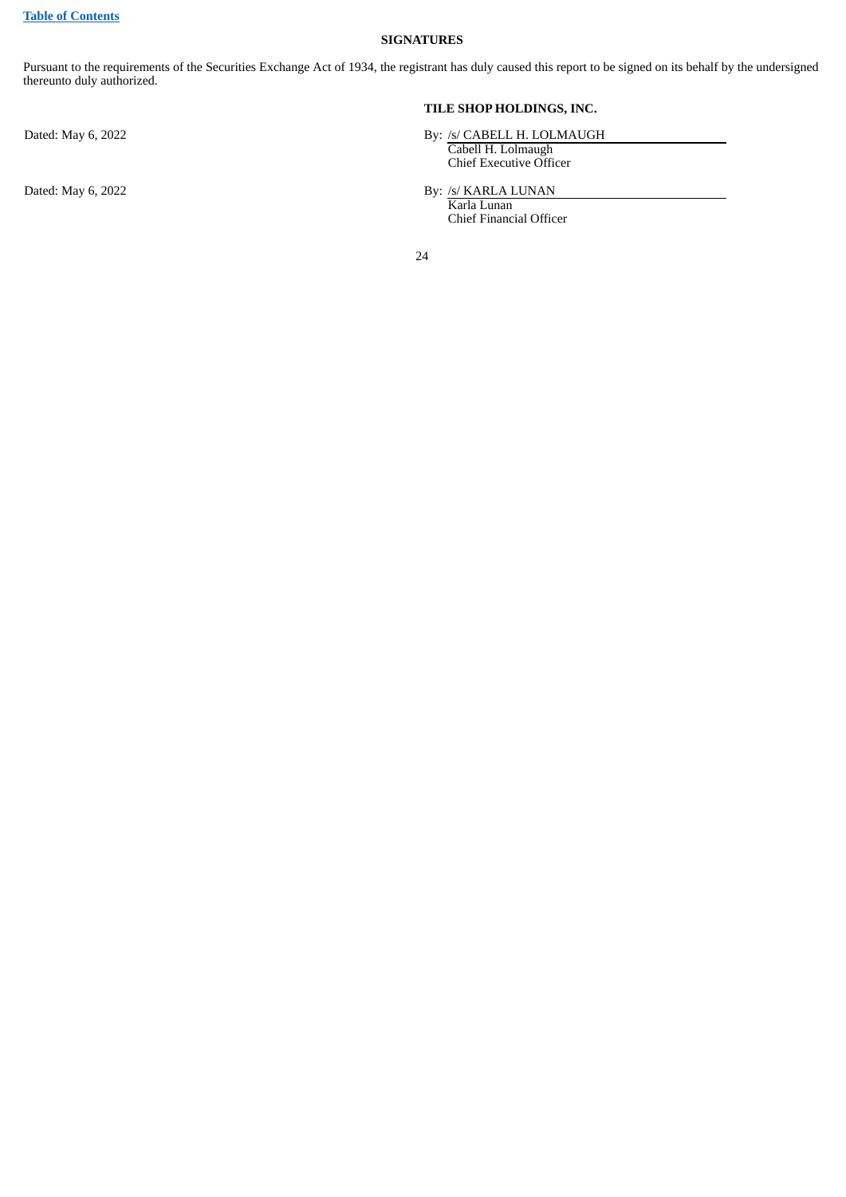## SIGNATURES

Pursuant to the requirements of the Securities Exchange Act of 1934, the registrant has duly caused this report to be signed on its behalf by the undersigned thereunto duly authorized.

**TILE SHOP HOLDINGS, INC.**

Dated: May 6, 2022

By: /s/ CABELL H. LOLMAUGH
Cabell H. Lolmaugh
Chief Executive Officer

Dated: May 6, 2022

By: /s/ KARLA LUNAN
Karla Lunan
Chief Financial Officer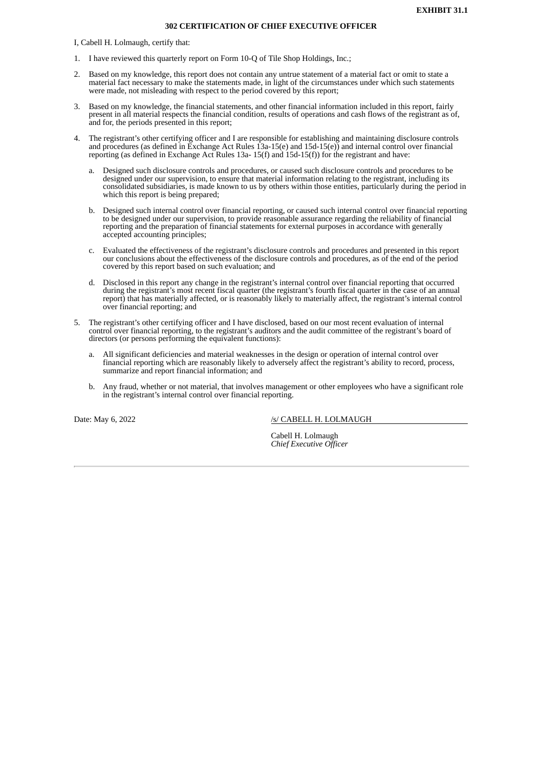**EXHIBIT 31.1**

**302 CERTIFICATION OF CHIEF EXECUTIVE OFFICER**

I, Cabell H. Lolmaugh, certify that:

1. I have reviewed this quarterly report on Form 10-Q of Tile Shop Holdings, Inc.;
2. Based on my knowledge, this report does not contain any untrue statement of a material fact or omit to state a material fact necessary to make the statements made, in light of the circumstances under which such statements were made, not misleading with respect to the period covered by this report;
3. Based on my knowledge, the financial statements, and other financial information included in this report, fairly present in all material respects the financial condition, results of operations and cash flows of the registrant as of, and for, the periods presented in this report;
4. The registrant's other certifying officer and I are responsible for establishing and maintaining disclosure controls and procedures (as defined in Exchange Act Rules 13a-15(e) and 15d-15(e)) and internal control over financial reporting (as defined in Exchange Act Rules 13a- 15(f) and 15d-15(f)) for the registrant and have:
   a. Designed such disclosure controls and procedures, or caused such disclosure controls and procedures to be designed under our supervision, to ensure that material information relating to the registrant, including its consolidated subsidiaries, is made known to us by others within those entities, particularly during the period in which this report is being prepared;
   b. Designed such internal control over financial reporting, or caused such internal control over financial reporting to be designed under our supervision, to provide reasonable assurance regarding the reliability of financial reporting and the preparation of financial statements for external purposes in accordance with generally accepted accounting principles;
   c. Evaluated the effectiveness of the registrant's disclosure controls and procedures and presented in this report our conclusions about the effectiveness of the disclosure controls and procedures, as of the end of the period covered by this report based on such evaluation; and
   d. Disclosed in this report any change in the registrant's internal control over financial reporting that occurred during the registrant's most recent fiscal quarter (the registrant's fourth fiscal quarter in the case of an annual report) that has materially affected, or is reasonably likely to materially affect, the registrant's internal control over financial reporting; and
5. The registrant's other certifying officer and I have disclosed, based on our most recent evaluation of internal control over financial reporting, to the registrant's auditors and the audit committee of the registrant's board of directors (or persons performing the equivalent functions):
   a. All significant deficiencies and material weaknesses in the design or operation of internal control over financial reporting which are reasonably likely to adversely affect the registrant's ability to record, process, summarize and report financial information; and
   b. Any fraud, whether or not material, that involves management or other employees who have a significant role in the registrant's internal control over financial reporting.

Date: May 6, 2022

/s/ CABELL H. LOLMAUGH

Cabell H. Lolmaugh
*Chief Executive Officer*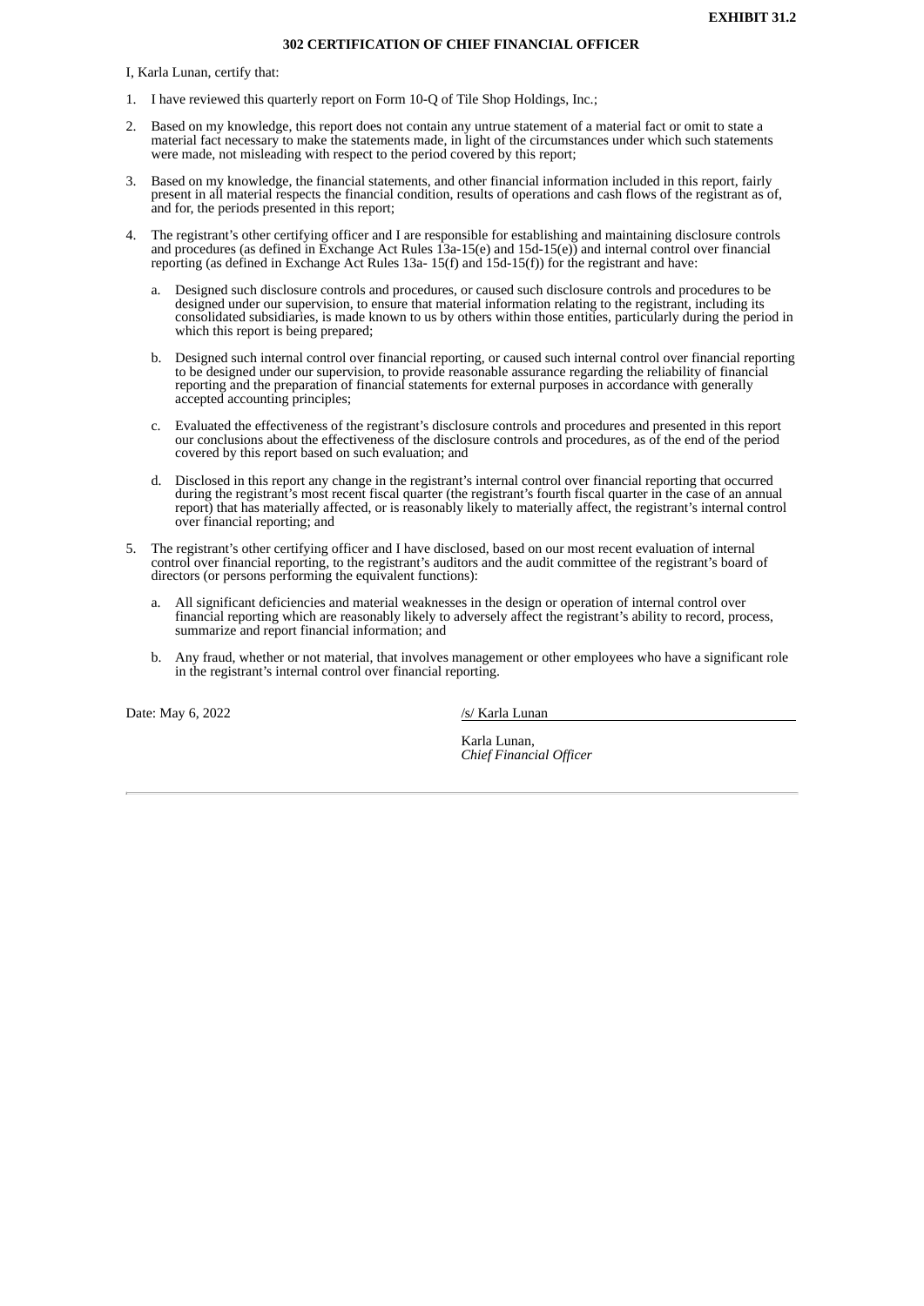**EXHIBIT 31.2**

# 302 CERTIFICATION OF CHIEF FINANCIAL OFFICER

I, Karla Lunan, certify that:

1. I have reviewed this quarterly report on Form 10-Q of Tile Shop Holdings, Inc.;

2. Based on my knowledge, this report does not contain any untrue statement of a material fact or omit to state a material fact necessary to make the statements made, in light of the circumstances under which such statements were made, not misleading with respect to the period covered by this report;

3. Based on my knowledge, the financial statements, and other financial information included in this report, fairly present in all material respects the financial condition, results of operations and cash flows of the registrant as of, and for, the periods presented in this report;

4. The registrant's other certifying officer and I are responsible for establishing and maintaining disclosure controls and procedures (as defined in Exchange Act Rules 13a-15(e) and 15d-15(e)) and internal control over financial reporting (as defined in Exchange Act Rules 13a- 15(f) and 15d-15(f)) for the registrant and have:

   a. Designed such disclosure controls and procedures, or caused such disclosure controls and procedures to be designed under our supervision, to ensure that material information relating to the registrant, including its consolidated subsidiaries, is made known to us by others within those entities, particularly during the period in which this report is being prepared;

   b. Designed such internal control over financial reporting, or caused such internal control over financial reporting to be designed under our supervision, to provide reasonable assurance regarding the reliability of financial reporting and the preparation of financial statements for external purposes in accordance with generally accepted accounting principles;

   c. Evaluated the effectiveness of the registrant's disclosure controls and procedures and presented in this report our conclusions about the effectiveness of the disclosure controls and procedures, as of the end of the period covered by this report based on such evaluation; and

   d. Disclosed in this report any change in the registrant's internal control over financial reporting that occurred during the registrant's most recent fiscal quarter (the registrant's fourth fiscal quarter in the case of an annual report) that has materially affected, or is reasonably likely to materially affect, the registrant's internal control over financial reporting; and

5. The registrant's other certifying officer and I have disclosed, based on our most recent evaluation of internal control over financial reporting, to the registrant's auditors and the audit committee of the registrant's board of directors (or persons performing the equivalent functions):

   a. All significant deficiencies and material weaknesses in the design or operation of internal control over financial reporting which are reasonably likely to adversely affect the registrant's ability to record, process, summarize and report financial information; and

   b. Any fraud, whether or not material, that involves management or other employees who have a significant role in the registrant's internal control over financial reporting.

Date: May 6, 2022

/s/ Karla Lunan

Karla Lunan,
*Chief Financial Officer*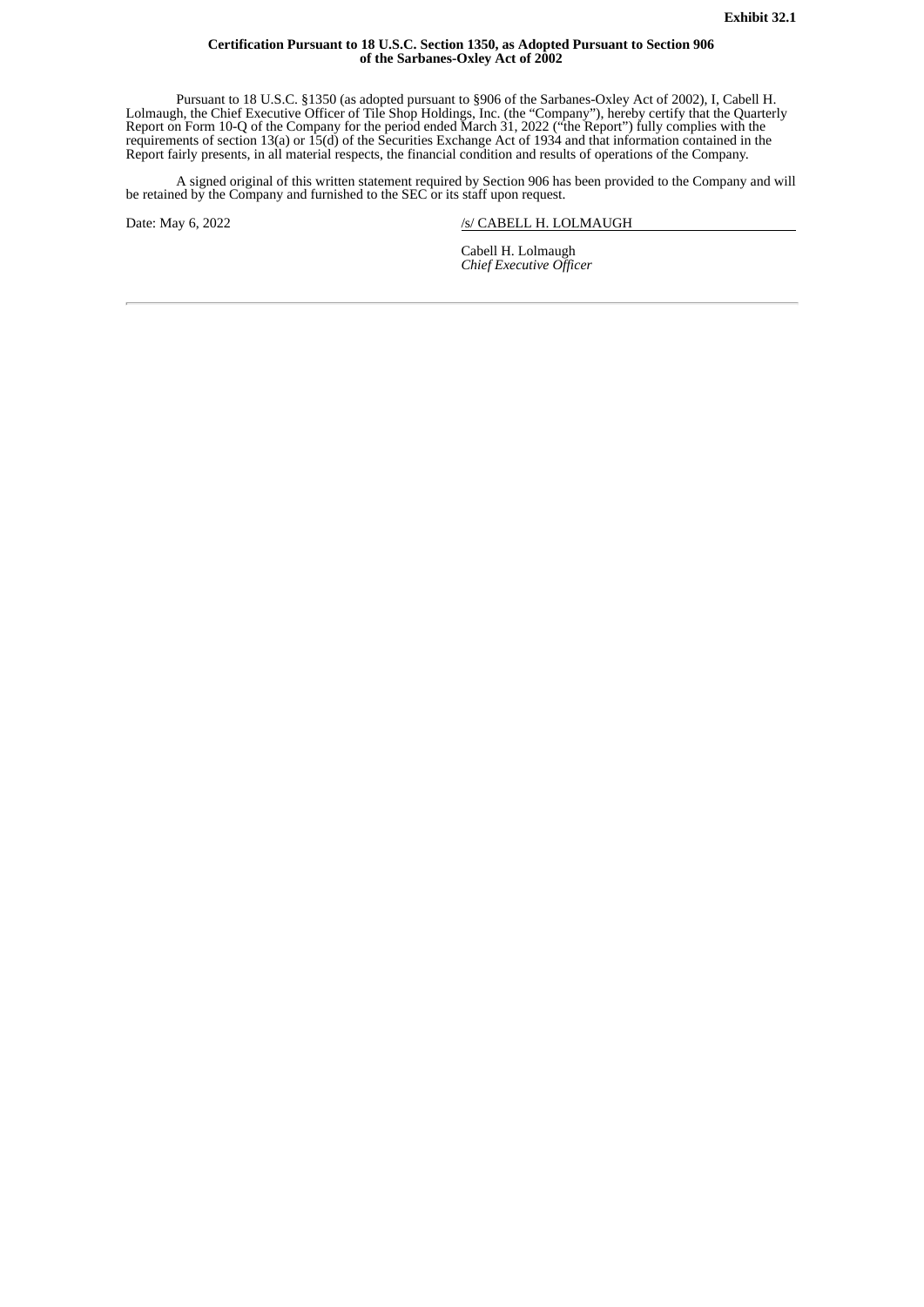**Exhibit 32.1**

**Certification Pursuant to 18 U.S.C. Section 1350, as Adopted Pursuant to Section 906 of the Sarbanes-Oxley Act of 2002**

Pursuant to 18 U.S.C. §1350 (as adopted pursuant to §906 of the Sarbanes-Oxley Act of 2002), I, Cabell H. Lolmaugh, the Chief Executive Officer of Tile Shop Holdings, Inc. (the "Company"), hereby certify that the Quarterly Report on Form 10-Q of the Company for the period ended March 31, 2022 ("the Report") fully complies with the requirements of section 13(a) or 15(d) of the Securities Exchange Act of 1934 and that information contained in the Report fairly presents, in all material respects, the financial condition and results of operations of the Company.

A signed original of this written statement required by Section 906 has been provided to the Company and will be retained by the Company and furnished to the SEC or its staff upon request.

Date: May 6, 2022

/s/ CABELL H. LOLMAUGH

Cabell H. Lolmaugh
*Chief Executive Officer*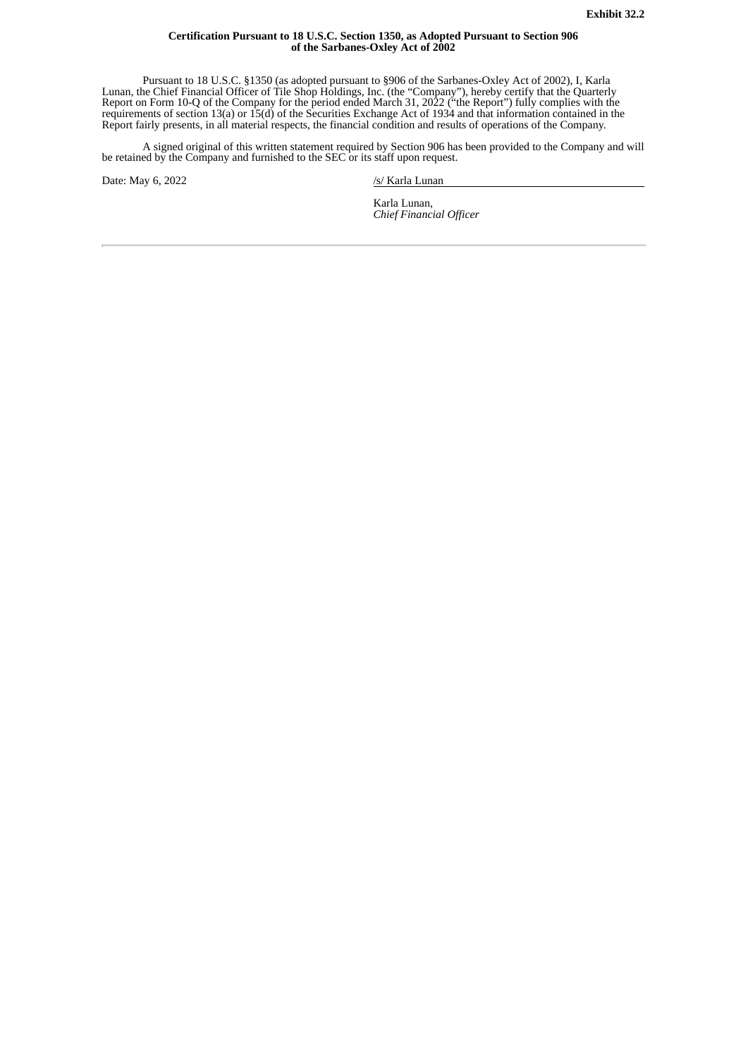**Exhibit 32.2**

**Certification Pursuant to 18 U.S.C. Section 1350, as Adopted Pursuant to Section 906 of the Sarbanes-Oxley Act of 2002**

Pursuant to 18 U.S.C. §1350 (as adopted pursuant to §906 of the Sarbanes-Oxley Act of 2002), I, Karla Lunan, the Chief Financial Officer of Tile Shop Holdings, Inc. (the "Company"), hereby certify that the Quarterly Report on Form 10-Q of the Company for the period ended March 31, 2022 ("the Report") fully complies with the requirements of section 13(a) or 15(d) of the Securities Exchange Act of 1934 and that information contained in the Report fairly presents, in all material respects, the financial condition and results of operations of the Company.

A signed original of this written statement required by Section 906 has been provided to the Company and will be retained by the Company and furnished to the SEC or its staff upon request.

Date: May 6, 2022

/s/ Karla Lunan

Karla Lunan,
*Chief Financial Officer*